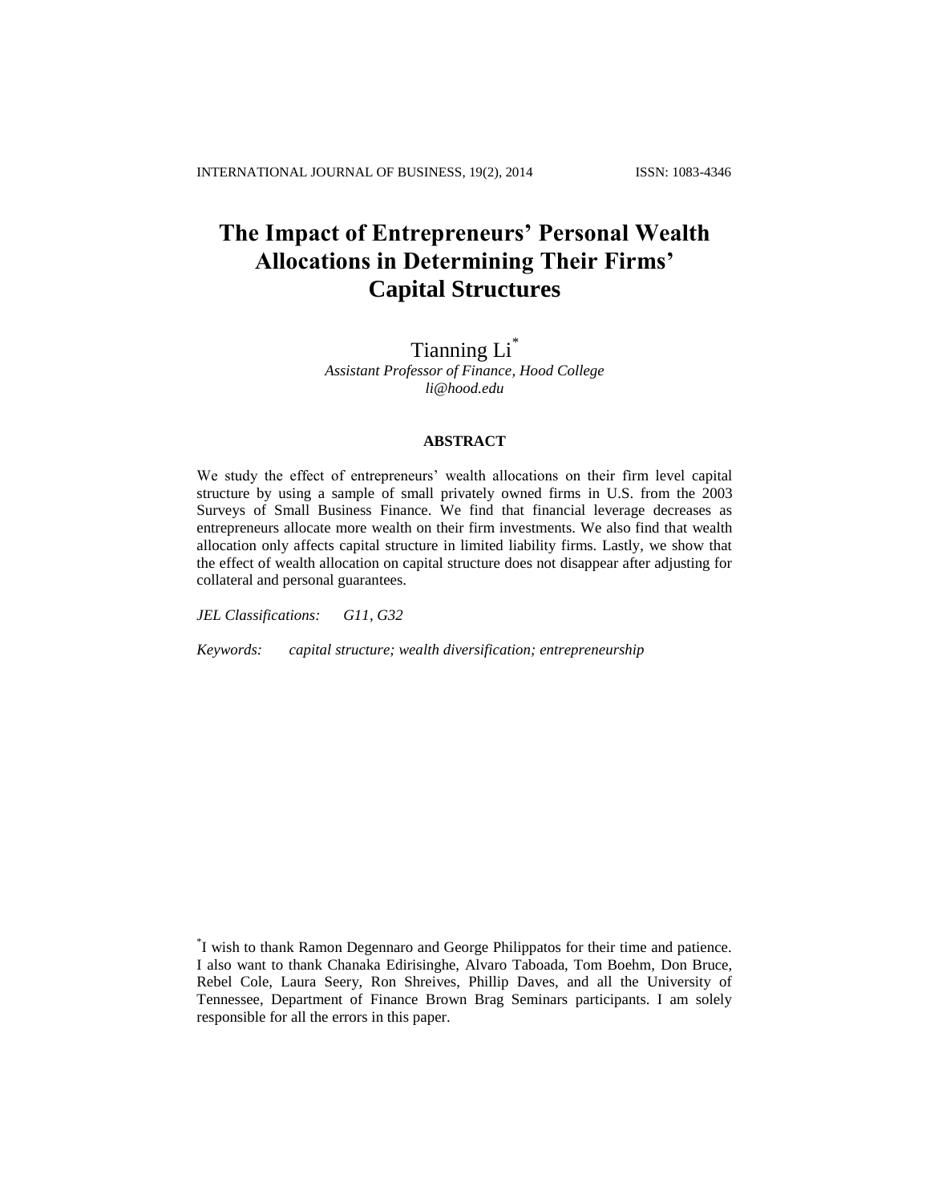# The Impact of Entrepreneurs' Personal Wealth Allocations in Determining Their Firms' Capital Structures

Tianning Li[*]

*Assistant Professor of Finance, Hood College*
*li@hood.edu*

## ABSTRACT

We study the effect of entrepreneurs' wealth allocations on their firm level capital structure by using a sample of small privately owned firms in U.S. from the 2003 Surveys of Small Business Finance. We find that financial leverage decreases as entrepreneurs allocate more wealth on their firm investments. We also find that wealth allocation only affects capital structure in limited liability firms. Lastly, we show that the effect of wealth allocation on capital structure does not disappear after adjusting for collateral and personal guarantees.

*JEL Classifications:* *G11, G32*

*Keywords:* *capital structure; wealth diversification; entrepreneurship*

[*]I wish to thank Ramon Degennaro and George Philippatos for their time and patience. I also want to thank Chanaka Edirisinghe, Alvaro Taboada, Tom Boehm, Don Bruce, Rebel Cole, Laura Seery, Ron Shreives, Phillip Daves, and all the University of Tennessee, Department of Finance Brown Brag Seminars participants. I am solely responsible for all the errors in this paper.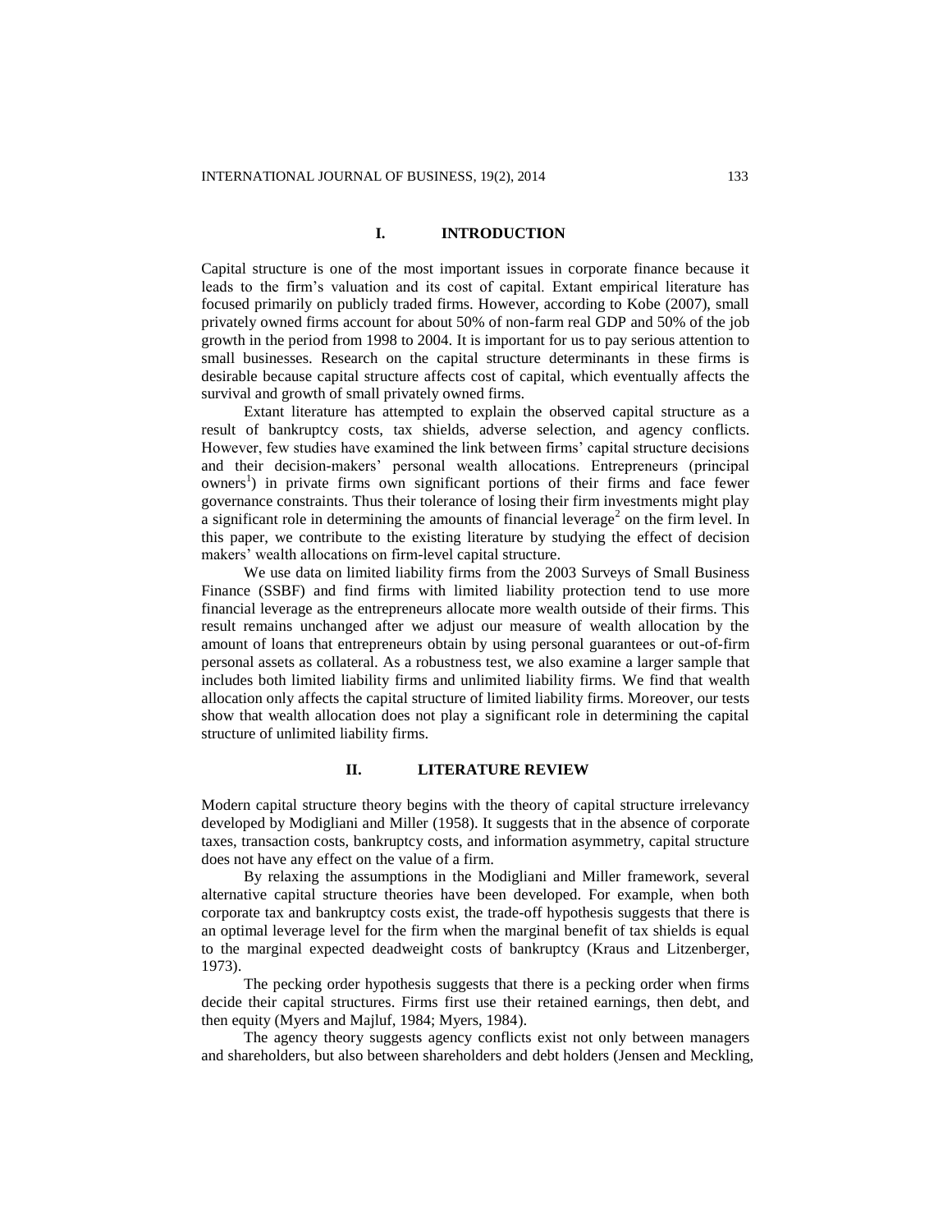## I. INTRODUCTION

Capital structure is one of the most important issues in corporate finance because it leads to the firm's valuation and its cost of capital. Extant empirical literature has focused primarily on publicly traded firms. However, according to Kobe (2007), small privately owned firms account for about 50% of non-farm real GDP and 50% of the job growth in the period from 1998 to 2004. It is important for us to pay serious attention to small businesses. Research on the capital structure determinants in these firms is desirable because capital structure affects cost of capital, which eventually affects the survival and growth of small privately owned firms.

Extant literature has attempted to explain the observed capital structure as a result of bankruptcy costs, tax shields, adverse selection, and agency conflicts. However, few studies have examined the link between firms' capital structure decisions and their decision-makers' personal wealth allocations. Entrepreneurs (principal owners[1]) in private firms own significant portions of their firms and face fewer governance constraints. Thus their tolerance of losing their firm investments might play a significant role in determining the amounts of financial leverage[2] on the firm level. In this paper, we contribute to the existing literature by studying the effect of decision makers' wealth allocations on firm-level capital structure.

We use data on limited liability firms from the 2003 Surveys of Small Business Finance (SSBF) and find firms with limited liability protection tend to use more financial leverage as the entrepreneurs allocate more wealth outside of their firms. This result remains unchanged after we adjust our measure of wealth allocation by the amount of loans that entrepreneurs obtain by using personal guarantees or out-of-firm personal assets as collateral. As a robustness test, we also examine a larger sample that includes both limited liability firms and unlimited liability firms. We find that wealth allocation only affects the capital structure of limited liability firms. Moreover, our tests show that wealth allocation does not play a significant role in determining the capital structure of unlimited liability firms.

## II. LITERATURE REVIEW

Modern capital structure theory begins with the theory of capital structure irrelevancy developed by Modigliani and Miller (1958). It suggests that in the absence of corporate taxes, transaction costs, bankruptcy costs, and information asymmetry, capital structure does not have any effect on the value of a firm.

By relaxing the assumptions in the Modigliani and Miller framework, several alternative capital structure theories have been developed. For example, when both corporate tax and bankruptcy costs exist, the trade-off hypothesis suggests that there is an optimal leverage level for the firm when the marginal benefit of tax shields is equal to the marginal expected deadweight costs of bankruptcy (Kraus and Litzenberger, 1973).

The pecking order hypothesis suggests that there is a pecking order when firms decide their capital structures. Firms first use their retained earnings, then debt, and then equity (Myers and Majluf, 1984; Myers, 1984).

The agency theory suggests agency conflicts exist not only between managers and shareholders, but also between shareholders and debt holders (Jensen and Meckling,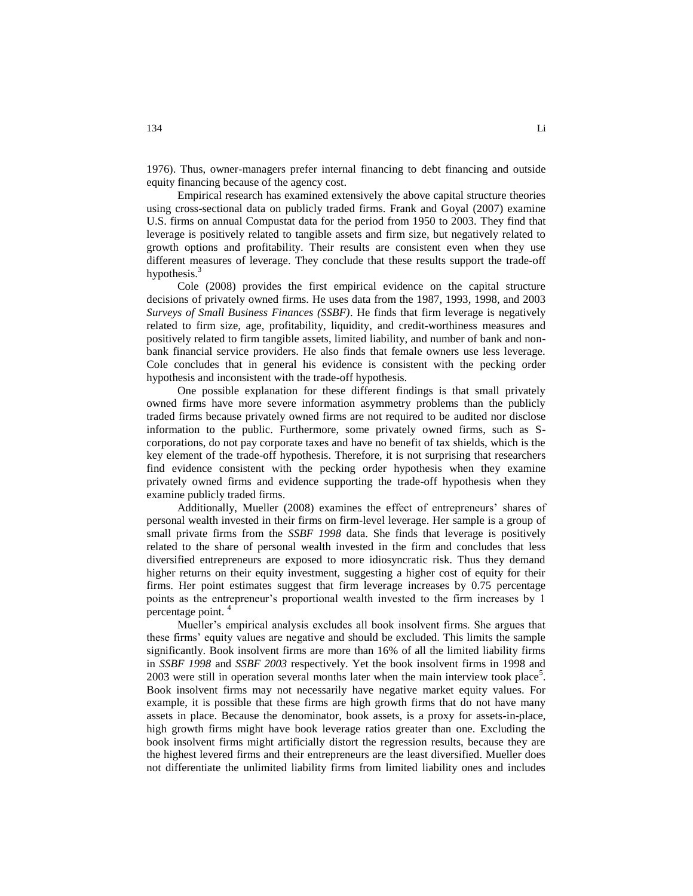1976). Thus, owner-managers prefer internal financing to debt financing and outside equity financing because of the agency cost.

Empirical research has examined extensively the above capital structure theories using cross-sectional data on publicly traded firms. Frank and Goyal (2007) examine U.S. firms on annual Compustat data for the period from 1950 to 2003. They find that leverage is positively related to tangible assets and firm size, but negatively related to growth options and profitability. Their results are consistent even when they use different measures of leverage. They conclude that these results support the trade-off hypothesis.[3]

Cole (2008) provides the first empirical evidence on the capital structure decisions of privately owned firms. He uses data from the 1987, 1993, 1998, and 2003 *Surveys of Small Business Finances (SSBF)*. He finds that firm leverage is negatively related to firm size, age, profitability, liquidity, and credit-worthiness measures and positively related to firm tangible assets, limited liability, and number of bank and non-bank financial service providers. He also finds that female owners use less leverage. Cole concludes that in general his evidence is consistent with the pecking order hypothesis and inconsistent with the trade-off hypothesis.

One possible explanation for these different findings is that small privately owned firms have more severe information asymmetry problems than the publicly traded firms because privately owned firms are not required to be audited nor disclose information to the public. Furthermore, some privately owned firms, such as S-corporations, do not pay corporate taxes and have no benefit of tax shields, which is the key element of the trade-off hypothesis. Therefore, it is not surprising that researchers find evidence consistent with the pecking order hypothesis when they examine privately owned firms and evidence supporting the trade-off hypothesis when they examine publicly traded firms.

Additionally, Mueller (2008) examines the effect of entrepreneurs' shares of personal wealth invested in their firms on firm-level leverage. Her sample is a group of small private firms from the *SSBF 1998* data. She finds that leverage is positively related to the share of personal wealth invested in the firm and concludes that less diversified entrepreneurs are exposed to more idiosyncratic risk. Thus they demand higher returns on their equity investment, suggesting a higher cost of equity for their firms. Her point estimates suggest that firm leverage increases by 0.75 percentage points as the entrepreneur's proportional wealth invested to the firm increases by 1 percentage point. [4]

Mueller's empirical analysis excludes all book insolvent firms. She argues that these firms' equity values are negative and should be excluded. This limits the sample significantly. Book insolvent firms are more than 16% of all the limited liability firms in *SSBF 1998* and *SSBF 2003* respectively. Yet the book insolvent firms in 1998 and 2003 were still in operation several months later when the main interview took place[5]. Book insolvent firms may not necessarily have negative market equity values. For example, it is possible that these firms are high growth firms that do not have many assets in place. Because the denominator, book assets, is a proxy for assets-in-place, high growth firms might have book leverage ratios greater than one. Excluding the book insolvent firms might artificially distort the regression results, because they are the highest levered firms and their entrepreneurs are the least diversified. Mueller does not differentiate the unlimited liability firms from limited liability ones and includes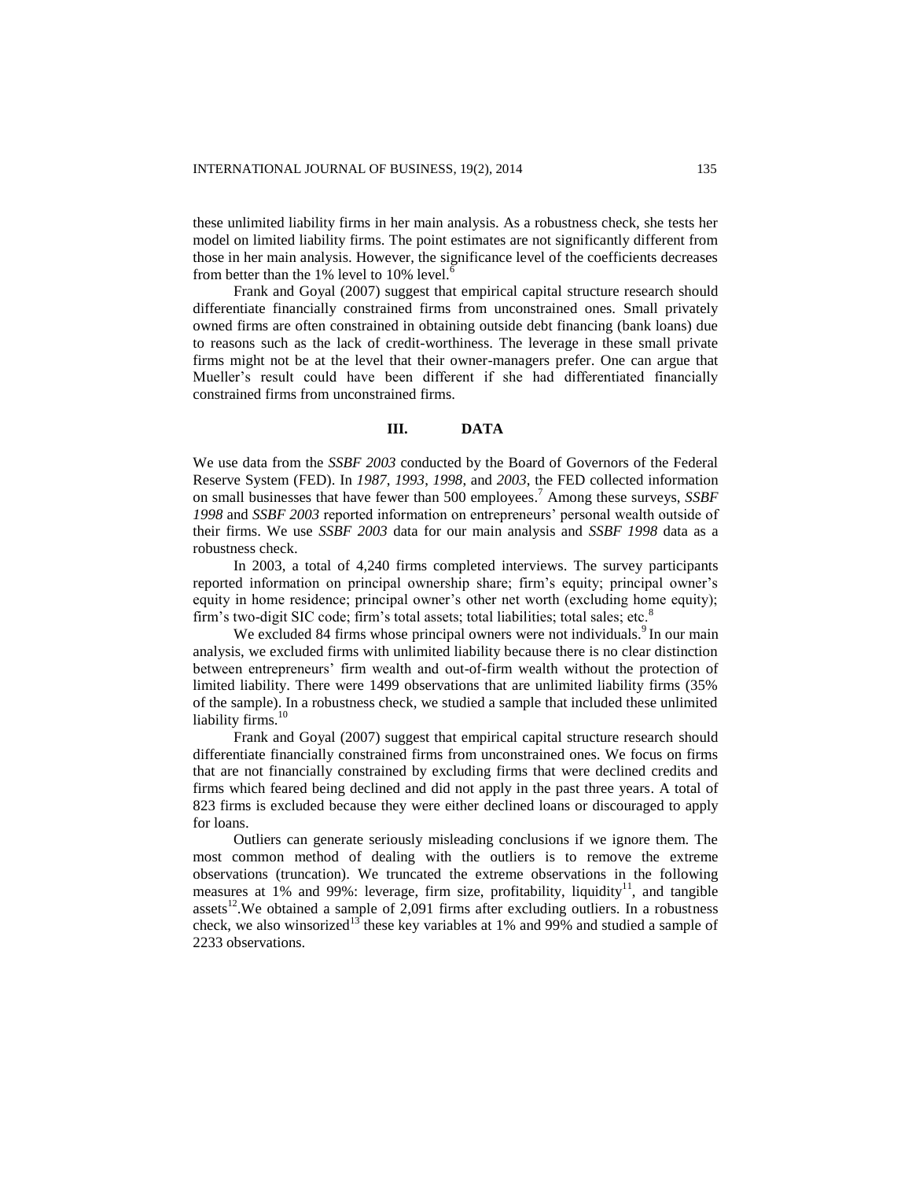these unlimited liability firms in her main analysis. As a robustness check, she tests her model on limited liability firms. The point estimates are not significantly different from those in her main analysis. However, the significance level of the coefficients decreases from better than the 1% level to 10% level.[6]

Frank and Goyal (2007) suggest that empirical capital structure research should differentiate financially constrained firms from unconstrained ones. Small privately owned firms are often constrained in obtaining outside debt financing (bank loans) due to reasons such as the lack of credit-worthiness. The leverage in these small private firms might not be at the level that their owner-managers prefer. One can argue that Mueller's result could have been different if she had differentiated financially constrained firms from unconstrained firms.

## III. DATA

We use data from the *SSBF 2003* conducted by the Board of Governors of the Federal Reserve System (FED). In *1987*, *1993*, *1998*, and *2003*, the FED collected information on small businesses that have fewer than 500 employees.[7] Among these surveys, *SSBF 1998* and *SSBF 2003* reported information on entrepreneurs' personal wealth outside of their firms. We use *SSBF 2003* data for our main analysis and *SSBF 1998* data as a robustness check.

In 2003, a total of 4,240 firms completed interviews. The survey participants reported information on principal ownership share; firm's equity; principal owner's equity in home residence; principal owner's other net worth (excluding home equity); firm's two-digit SIC code; firm's total assets; total liabilities; total sales; etc.[8]

We excluded 84 firms whose principal owners were not individuals.[9] In our main analysis, we excluded firms with unlimited liability because there is no clear distinction between entrepreneurs' firm wealth and out-of-firm wealth without the protection of limited liability. There were 1499 observations that are unlimited liability firms (35% of the sample). In a robustness check, we studied a sample that included these unlimited liability firms.[10]

Frank and Goyal (2007) suggest that empirical capital structure research should differentiate financially constrained firms from unconstrained ones. We focus on firms that are not financially constrained by excluding firms that were declined credits and firms which feared being declined and did not apply in the past three years. A total of 823 firms is excluded because they were either declined loans or discouraged to apply for loans.

Outliers can generate seriously misleading conclusions if we ignore them. The most common method of dealing with the outliers is to remove the extreme observations (truncation). We truncated the extreme observations in the following measures at 1% and 99%: leverage, firm size, profitability, liquidity[11], and tangible assets[12].We obtained a sample of 2,091 firms after excluding outliers. In a robustness check, we also winsorized[13] these key variables at 1% and 99% and studied a sample of 2233 observations.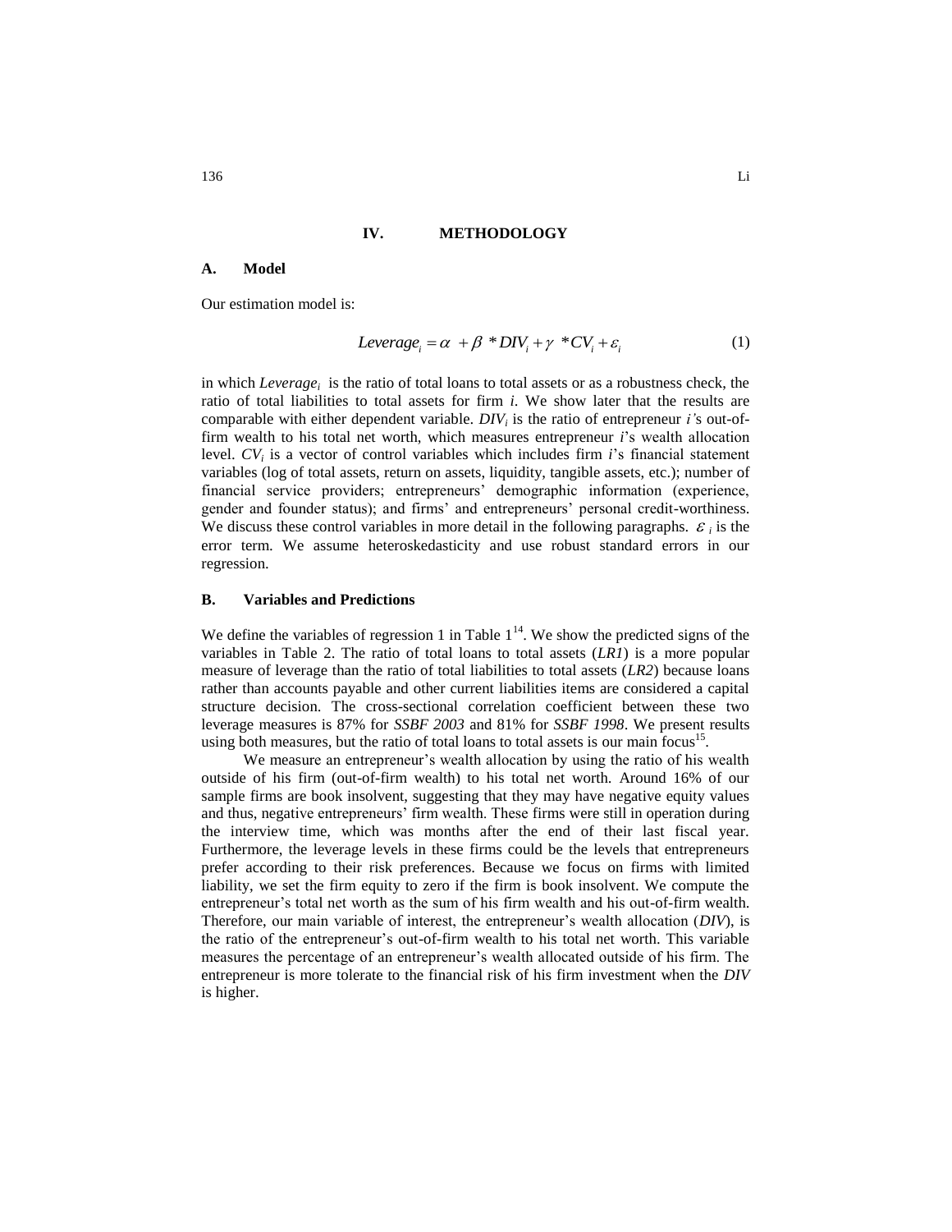# IV. METHODOLOGY

## A. Model

Our estimation model is:

$$Leverage_i = \alpha + \beta * DIV_i + \gamma * CV_i + \varepsilon_i \tag{1}$$

in which $Leverage_i$ is the ratio of total loans to total assets or as a robustness check, the ratio of total liabilities to total assets for firm *i*. We show later that the results are comparable with either dependent variable. $DIV_i$ is the ratio of entrepreneur *i'*s out-of-firm wealth to his total net worth, which measures entrepreneur *i*'s wealth allocation level. $CV_i$ is a vector of control variables which includes firm *i*'s financial statement variables (log of total assets, return on assets, liquidity, tangible assets, etc.); number of financial service providers; entrepreneurs' demographic information (experience, gender and founder status); and firms' and entrepreneurs' personal credit-worthiness. We discuss these control variables in more detail in the following paragraphs. $\varepsilon_i$ is the error term. We assume heteroskedasticity and use robust standard errors in our regression.

## B. Variables and Predictions

We define the variables of regression 1 in Table 1[14]. We show the predicted signs of the variables in Table 2. The ratio of total loans to total assets (*LR1*) is a more popular measure of leverage than the ratio of total liabilities to total assets (*LR2*) because loans rather than accounts payable and other current liabilities items are considered a capital structure decision. The cross-sectional correlation coefficient between these two leverage measures is 87% for *SSBF 2003* and 81% for *SSBF 1998*. We present results using both measures, but the ratio of total loans to total assets is our main focus[15].

We measure an entrepreneur's wealth allocation by using the ratio of his wealth outside of his firm (out-of-firm wealth) to his total net worth. Around 16% of our sample firms are book insolvent, suggesting that they may have negative equity values and thus, negative entrepreneurs' firm wealth. These firms were still in operation during the interview time, which was months after the end of their last fiscal year. Furthermore, the leverage levels in these firms could be the levels that entrepreneurs prefer according to their risk preferences. Because we focus on firms with limited liability, we set the firm equity to zero if the firm is book insolvent. We compute the entrepreneur's total net worth as the sum of his firm wealth and his out-of-firm wealth. Therefore, our main variable of interest, the entrepreneur's wealth allocation (*DIV*), is the ratio of the entrepreneur's out-of-firm wealth to his total net worth. This variable measures the percentage of an entrepreneur's wealth allocated outside of his firm. The entrepreneur is more tolerate to the financial risk of his firm investment when the *DIV* is higher.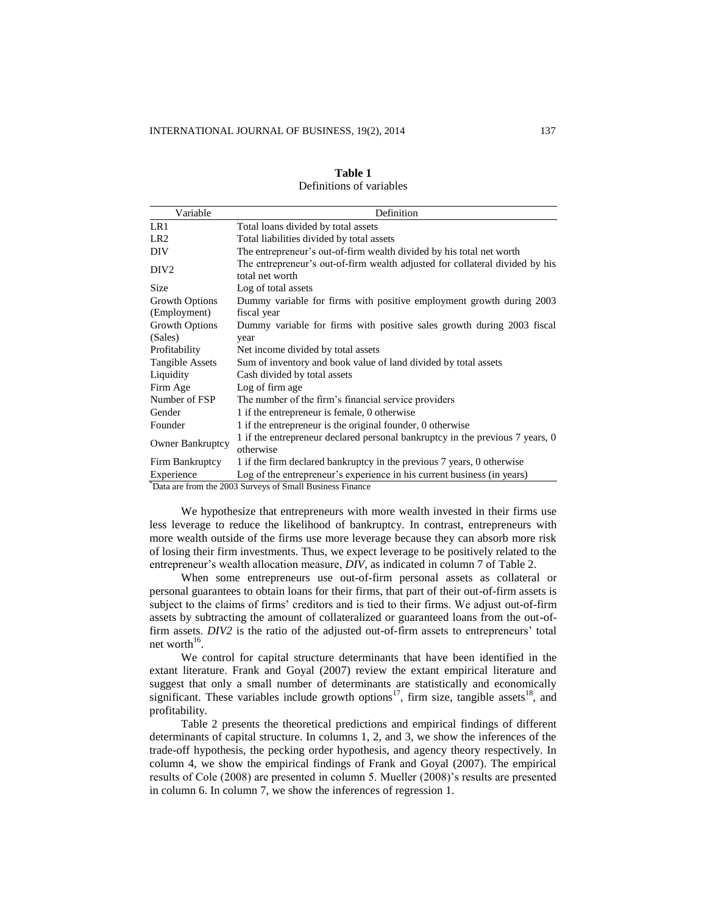**Table 1**
Definitions of variables

| Variable | Definition |
|---|---|
| LR1 | Total loans divided by total assets |
| LR2 | Total liabilities divided by total assets |
| DIV | The entrepreneur's out-of-firm wealth divided by his total net worth |
| DIV2 | The entrepreneur's out-of-firm wealth adjusted for collateral divided by his total net worth |
| Size | Log of total assets |
| Growth Options (Employment) | Dummy variable for firms with positive employment growth during 2003 fiscal year |
| Growth Options (Sales) | Dummy variable for firms with positive sales growth during 2003 fiscal year |
| Profitability | Net income divided by total assets |
| Tangible Assets | Sum of inventory and book value of land divided by total assets |
| Liquidity | Cash divided by total assets |
| Firm Age | Log of firm age |
| Number of FSP | The number of the firm's financial service providers |
| Gender | 1 if the entrepreneur is female, 0 otherwise |
| Founder | 1 if the entrepreneur is the original founder, 0 otherwise |
| Owner Bankruptcy | 1 if the entrepreneur declared personal bankruptcy in the previous 7 years, 0 otherwise |
| Firm Bankruptcy | 1 if the firm declared bankruptcy in the previous 7 years, 0 otherwise |
| Experience | Log of the entrepreneur's experience in his current business (in years) |

*Data are from the 2003 Surveys of Small Business Finance

We hypothesize that entrepreneurs with more wealth invested in their firms use less leverage to reduce the likelihood of bankruptcy. In contrast, entrepreneurs with more wealth outside of the firms use more leverage because they can absorb more risk of losing their firm investments. Thus, we expect leverage to be positively related to the entrepreneur's wealth allocation measure, *DIV*, as indicated in column 7 of Table 2.

When some entrepreneurs use out-of-firm personal assets as collateral or personal guarantees to obtain loans for their firms, that part of their out-of-firm assets is subject to the claims of firms' creditors and is tied to their firms. We adjust out-of-firm assets by subtracting the amount of collateralized or guaranteed loans from the out-of-firm assets. *DIV2* is the ratio of the adjusted out-of-firm assets to entrepreneurs' total net worth[16].

We control for capital structure determinants that have been identified in the extant literature. Frank and Goyal (2007) review the extant empirical literature and suggest that only a small number of determinants are statistically and economically significant. These variables include growth options[17], firm size, tangible assets[18], and profitability.

Table 2 presents the theoretical predictions and empirical findings of different determinants of capital structure. In columns 1, 2, and 3, we show the inferences of the trade-off hypothesis, the pecking order hypothesis, and agency theory respectively. In column 4, we show the empirical findings of Frank and Goyal (2007). The empirical results of Cole (2008) are presented in column 5. Mueller (2008)'s results are presented in column 6. In column 7, we show the inferences of regression 1.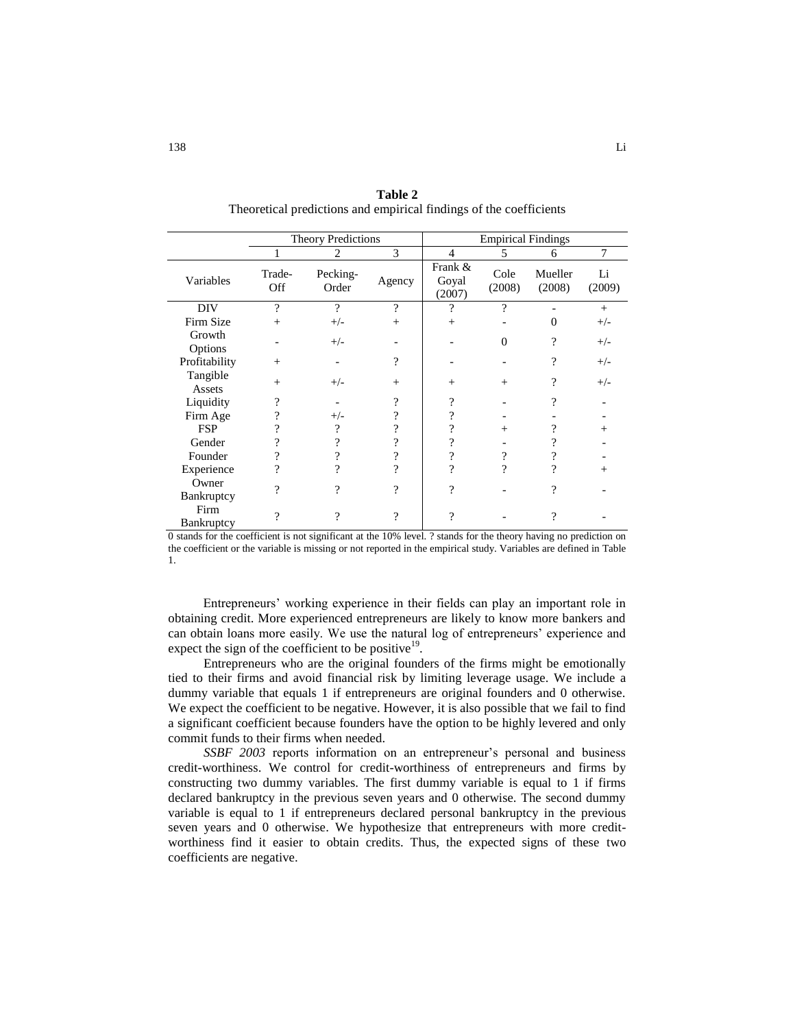**Table 2**
Theoretical predictions and empirical findings of the coefficients

| | Theory Predictions | | | Empirical Findings | | | |
|---|---|---|---|---|---|---|---|
| | 1 | 2 | 3 | 4 | 5 | 6 | 7 |
| Variables | Trade-Off | Pecking-Order | Agency | Frank & Goyal (2007) | Cole (2008) | Mueller (2008) | Li (2009) |
| DIV | ? | ? | ? | ? | ? | - | + |
| Firm Size | + | +/- | + | + | - | 0 | +/- |
| Growth Options | - | +/- | - | - | 0 | ? | +/- |
| Profitability | + | - | ? | - | - | ? | +/- |
| Tangible Assets | + | +/- | + | + | + | ? | +/- |
| Liquidity | ? | - | ? | ? | - | ? | - |
| Firm Age | ? | +/- | ? | ? | - | - | - |
| FSP | ? | ? | ? | ? | + | ? | + |
| Gender | ? | ? | ? | ? | - | ? | - |
| Founder | ? | ? | ? | ? | ? | ? | - |
| Experience | ? | ? | ? | ? | ? | ? | + |
| Owner Bankruptcy | ? | ? | ? | ? | - | ? | - |
| Firm Bankruptcy | ? | ? | ? | ? | - | ? | - |

0 stands for the coefficient is not significant at the 10% level. ? stands for the theory having no prediction on the coefficient or the variable is missing or not reported in the empirical study. Variables are defined in Table 1.

Entrepreneurs' working experience in their fields can play an important role in obtaining credit. More experienced entrepreneurs are likely to know more bankers and can obtain loans more easily. We use the natural log of entrepreneurs' experience and expect the sign of the coefficient to be positive[19].

Entrepreneurs who are the original founders of the firms might be emotionally tied to their firms and avoid financial risk by limiting leverage usage. We include a dummy variable that equals 1 if entrepreneurs are original founders and 0 otherwise. We expect the coefficient to be negative. However, it is also possible that we fail to find a significant coefficient because founders have the option to be highly levered and only commit funds to their firms when needed.

*SSBF 2003* reports information on an entrepreneur's personal and business credit-worthiness. We control for credit-worthiness of entrepreneurs and firms by constructing two dummy variables. The first dummy variable is equal to 1 if firms declared bankruptcy in the previous seven years and 0 otherwise. The second dummy variable is equal to 1 if entrepreneurs declared personal bankruptcy in the previous seven years and 0 otherwise. We hypothesize that entrepreneurs with more credit-worthiness find it easier to obtain credits. Thus, the expected signs of these two coefficients are negative.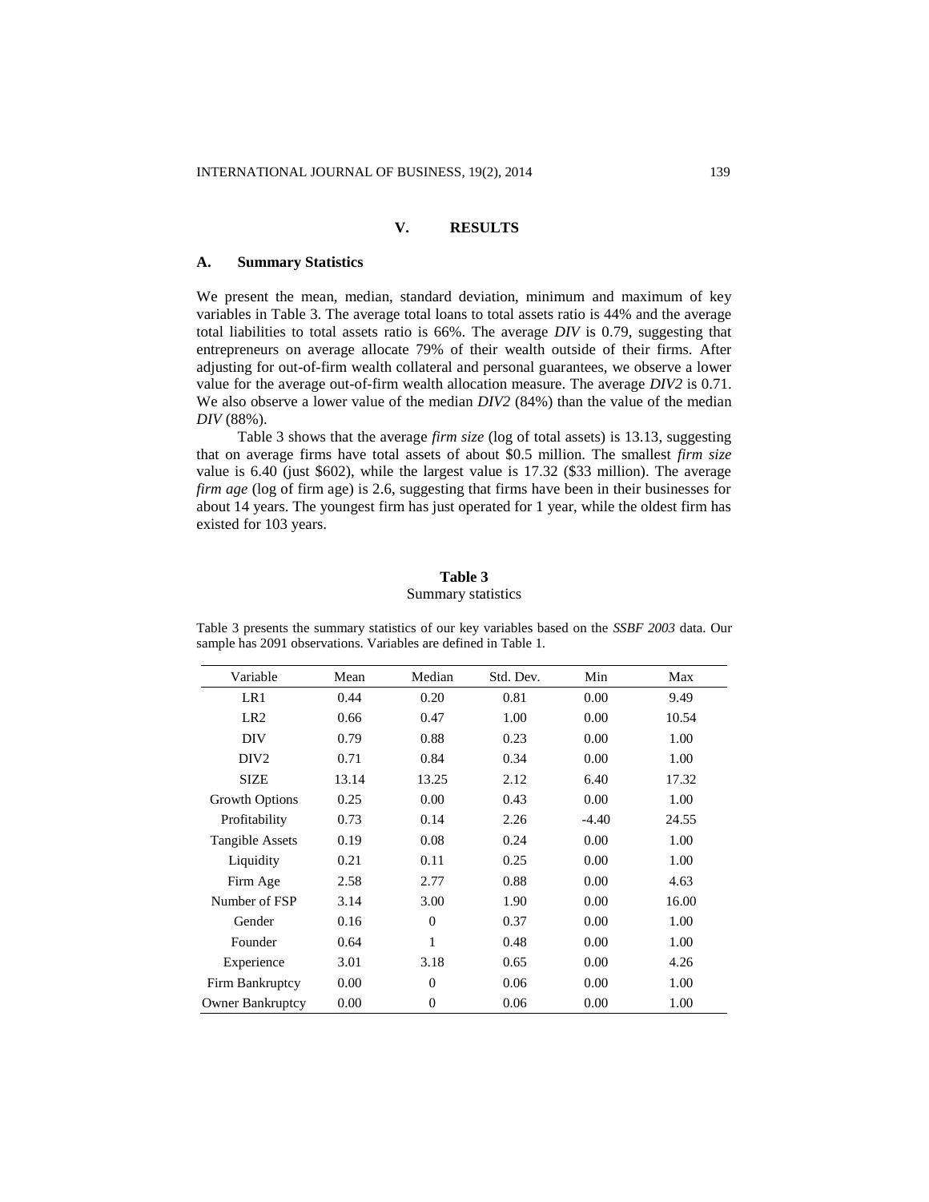## V. RESULTS

### A. Summary Statistics

We present the mean, median, standard deviation, minimum and maximum of key variables in Table 3. The average total loans to total assets ratio is 44% and the average total liabilities to total assets ratio is 66%. The average *DIV* is 0.79, suggesting that entrepreneurs on average allocate 79% of their wealth outside of their firms. After adjusting for out-of-firm wealth collateral and personal guarantees, we observe a lower value for the average out-of-firm wealth allocation measure. The average *DIV2* is 0.71. We also observe a lower value of the median *DIV2* (84%) than the value of the median *DIV* (88%).

Table 3 shows that the average *firm size* (log of total assets) is 13.13, suggesting that on average firms have total assets of about \$0.5 million. The smallest *firm size* value is 6.40 (just \$602), while the largest value is 17.32 (\$33 million). The average *firm age* (log of firm age) is 2.6, suggesting that firms have been in their businesses for about 14 years. The youngest firm has just operated for 1 year, while the oldest firm has existed for 103 years.

**Table 3**
Summary statistics

Table 3 presents the summary statistics of our key variables based on the *SSBF 2003* data. Our sample has 2091 observations. Variables are defined in Table 1.

| Variable | Mean | Median | Std. Dev. | Min | Max |
|---|---|---|---|---|---|
| LR1 | 0.44 | 0.20 | 0.81 | 0.00 | 9.49 |
| LR2 | 0.66 | 0.47 | 1.00 | 0.00 | 10.54 |
| DIV | 0.79 | 0.88 | 0.23 | 0.00 | 1.00 |
| DIV2 | 0.71 | 0.84 | 0.34 | 0.00 | 1.00 |
| SIZE | 13.14 | 13.25 | 2.12 | 6.40 | 17.32 |
| Growth Options | 0.25 | 0.00 | 0.43 | 0.00 | 1.00 |
| Profitability | 0.73 | 0.14 | 2.26 | -4.40 | 24.55 |
| Tangible Assets | 0.19 | 0.08 | 0.24 | 0.00 | 1.00 |
| Liquidity | 0.21 | 0.11 | 0.25 | 0.00 | 1.00 |
| Firm Age | 2.58 | 2.77 | 0.88 | 0.00 | 4.63 |
| Number of FSP | 3.14 | 3.00 | 1.90 | 0.00 | 16.00 |
| Gender | 0.16 | 0 | 0.37 | 0.00 | 1.00 |
| Founder | 0.64 | 1 | 0.48 | 0.00 | 1.00 |
| Experience | 3.01 | 3.18 | 0.65 | 0.00 | 4.26 |
| Firm Bankruptcy | 0.00 | 0 | 0.06 | 0.00 | 1.00 |
| Owner Bankruptcy | 0.00 | 0 | 0.06 | 0.00 | 1.00 |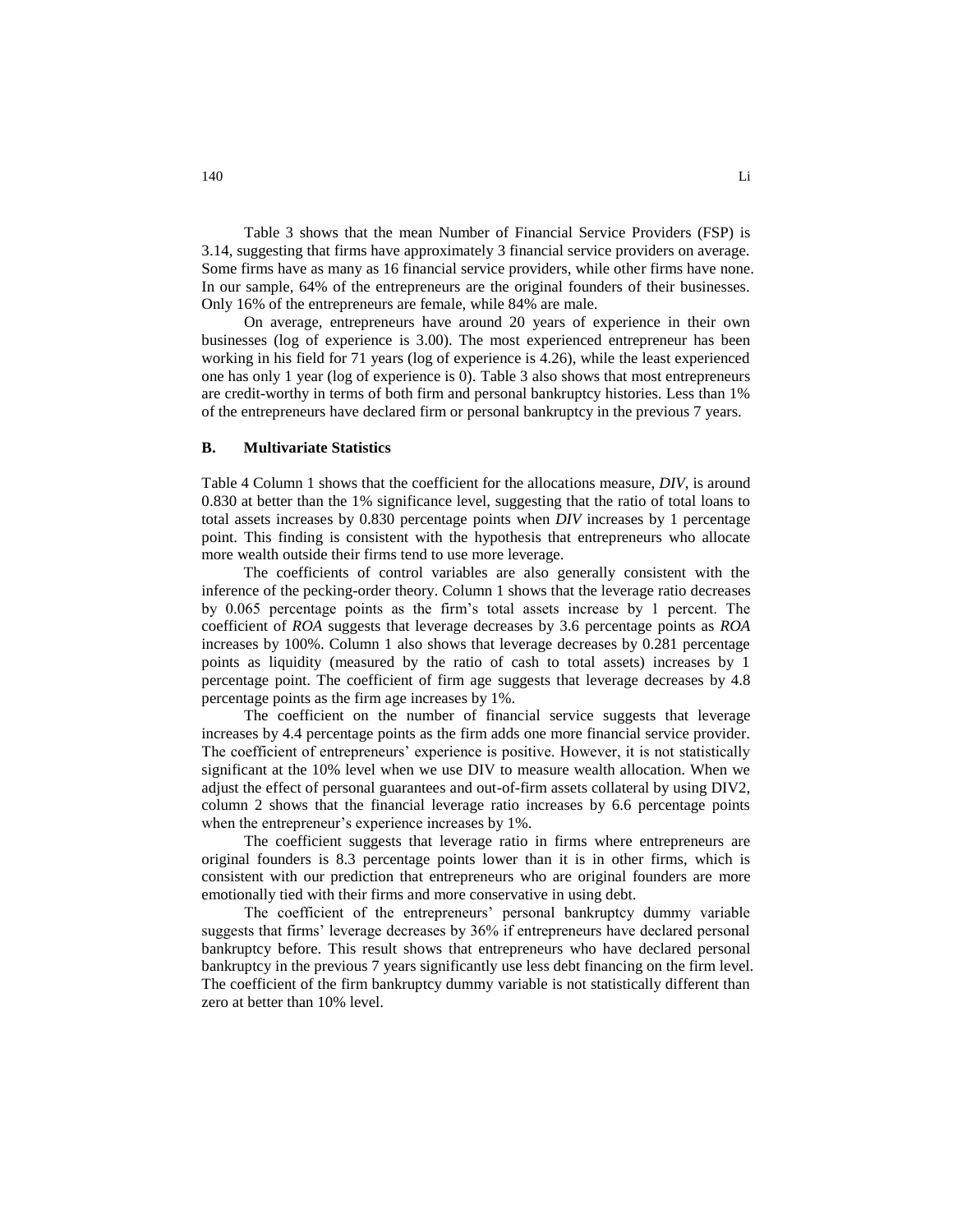Table 3 shows that the mean Number of Financial Service Providers (FSP) is 3.14, suggesting that firms have approximately 3 financial service providers on average. Some firms have as many as 16 financial service providers, while other firms have none. In our sample, 64% of the entrepreneurs are the original founders of their businesses. Only 16% of the entrepreneurs are female, while 84% are male.

On average, entrepreneurs have around 20 years of experience in their own businesses (log of experience is 3.00). The most experienced entrepreneur has been working in his field for 71 years (log of experience is 4.26), while the least experienced one has only 1 year (log of experience is 0). Table 3 also shows that most entrepreneurs are credit-worthy in terms of both firm and personal bankruptcy histories. Less than 1% of the entrepreneurs have declared firm or personal bankruptcy in the previous 7 years.

### B. Multivariate Statistics

Table 4 Column 1 shows that the coefficient for the allocations measure, *DIV*, is around 0.830 at better than the 1% significance level, suggesting that the ratio of total loans to total assets increases by 0.830 percentage points when *DIV* increases by 1 percentage point. This finding is consistent with the hypothesis that entrepreneurs who allocate more wealth outside their firms tend to use more leverage.

The coefficients of control variables are also generally consistent with the inference of the pecking-order theory. Column 1 shows that the leverage ratio decreases by 0.065 percentage points as the firm's total assets increase by 1 percent. The coefficient of *ROA* suggests that leverage decreases by 3.6 percentage points as *ROA* increases by 100%. Column 1 also shows that leverage decreases by 0.281 percentage points as liquidity (measured by the ratio of cash to total assets) increases by 1 percentage point. The coefficient of firm age suggests that leverage decreases by 4.8 percentage points as the firm age increases by 1%.

The coefficient on the number of financial service suggests that leverage increases by 4.4 percentage points as the firm adds one more financial service provider. The coefficient of entrepreneurs' experience is positive. However, it is not statistically significant at the 10% level when we use DIV to measure wealth allocation. When we adjust the effect of personal guarantees and out-of-firm assets collateral by using DIV2, column 2 shows that the financial leverage ratio increases by 6.6 percentage points when the entrepreneur's experience increases by 1%.

The coefficient suggests that leverage ratio in firms where entrepreneurs are original founders is 8.3 percentage points lower than it is in other firms, which is consistent with our prediction that entrepreneurs who are original founders are more emotionally tied with their firms and more conservative in using debt.

The coefficient of the entrepreneurs' personal bankruptcy dummy variable suggests that firms' leverage decreases by 36% if entrepreneurs have declared personal bankruptcy before. This result shows that entrepreneurs who have declared personal bankruptcy in the previous 7 years significantly use less debt financing on the firm level. The coefficient of the firm bankruptcy dummy variable is not statistically different than zero at better than 10% level.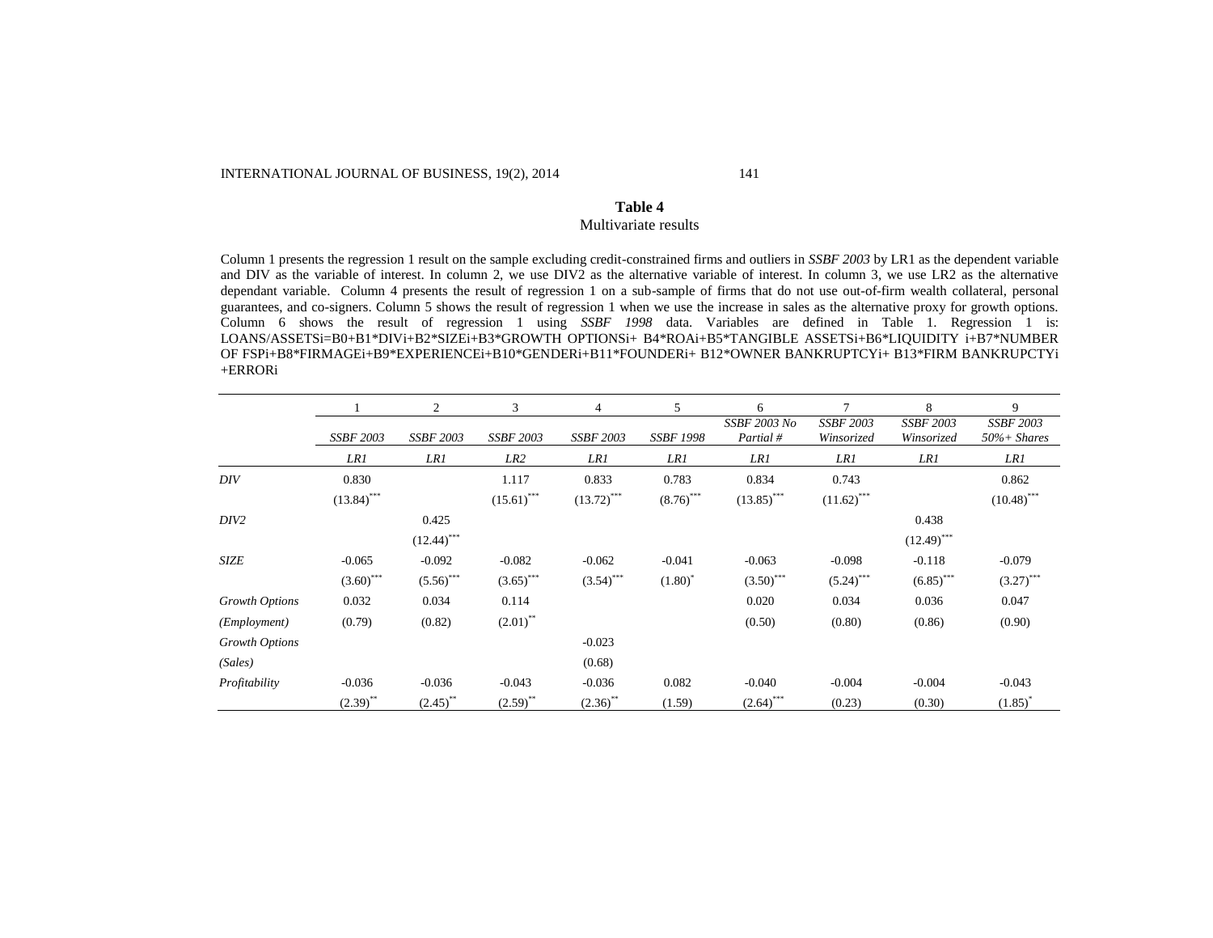**Table 4**
Multivariate results

Column 1 presents the regression 1 result on the sample excluding credit-constrained firms and outliers in *SSBF 2003* by LR1 as the dependent variable and DIV as the variable of interest. In column 2, we use DIV2 as the alternative variable of interest. In column 3, we use LR2 as the alternative dependant variable. Column 4 presents the result of regression 1 on a sub-sample of firms that do not use out-of-firm wealth collateral, personal guarantees, and co-signers. Column 5 shows the result of regression 1 when we use the increase in sales as the alternative proxy for growth options. Column 6 shows the result of regression 1 using *SSBF 1998* data. Variables are defined in Table 1. Regression 1 is: LOANS/ASSETSi=B0+B1*DIVi+B2*SIZEi+B3*GROWTH OPTIONSi+ B4*ROAi+B5*TANGIBLE ASSETSi+B6*LIQUIDITY i+B7*NUMBER OF FSPi+B8*FIRMAGEi+B9*EXPERIENCEi+B10*GENDERi+B11*FOUNDERi+ B12*OWNER BANKRUPCTYi+ B13*FIRM BANKRUPCTYi +ERRORi

| | 1 | 2 | 3 | 4 | 5 | 6 | 7 | 8 | 9 |
|---|---|---|---|---|---|---|---|---|---|
| | *SSBF 2003* | *SSBF 2003* | *SSBF 2003* | *SSBF 2003* | *SSBF 1998* | *SSBF 2003 No Partial #* | *SSBF 2003 Winsorized* | *SSBF 2003 Winsorized* | *SSBF 2003 50%+ Shares* |
| | *LR1* | *LR1* | *LR2* | *LR1* | *LR1* | *LR1* | *LR1* | *LR1* | *LR1* |
| *DIV* | 0.830 | | 1.117 | 0.833 | 0.783 | 0.834 | 0.743 | | 0.862 |
| | (13.84)*** | | (15.61)*** | (13.72)*** | (8.76)*** | (13.85)*** | (11.62)*** | | (10.48)*** |
| *DIV2* | | 0.425 | | | | | | 0.438 | |
| | | (12.44)*** | | | | | | (12.49)*** | |
| *SIZE* | -0.065 | -0.092 | -0.082 | -0.062 | -0.041 | -0.063 | -0.098 | -0.118 | -0.079 |
| | (3.60)*** | (5.56)*** | (3.65)*** | (3.54)*** | (1.80)* | (3.50)*** | (5.24)*** | (6.85)*** | (3.27)*** |
| *Growth Options* | 0.032 | 0.034 | 0.114 | | | 0.020 | 0.034 | 0.036 | 0.047 |
| *(Employment)* | (0.79) | (0.82) | (2.01)** | | | (0.50) | (0.80) | (0.86) | (0.90) |
| *Growth Options* | | | | -0.023 | | | | | |
| *(Sales)* | | | | (0.68) | | | | | |
| *Profitability* | -0.036 | -0.036 | -0.043 | -0.036 | 0.082 | -0.040 | -0.004 | -0.004 | -0.043 |
| | (2.39)** | (2.45)** | (2.59)** | (2.36)** | (1.59) | (2.64)*** | (0.23) | (0.30) | (1.85)* |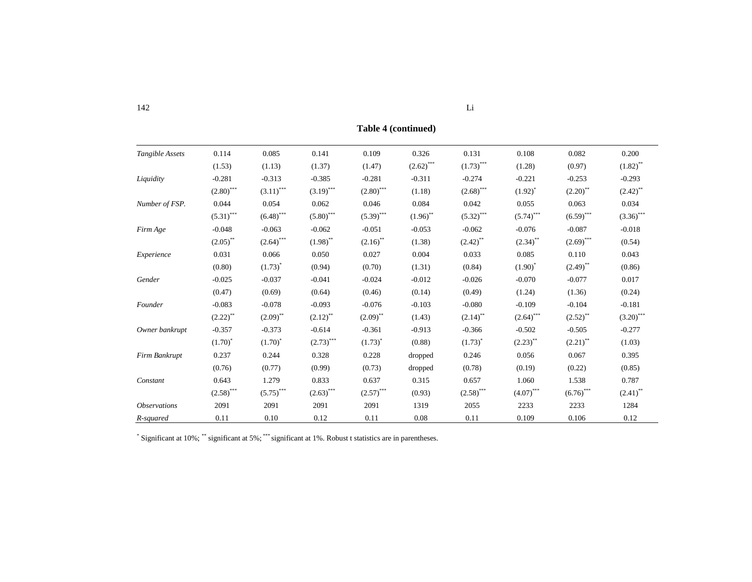**Table 4 (continued)**

| | | | | | | | | | |
|---|---|---|---|---|---|---|---|---|---|
| *Tangible Assets* | 0.114 | 0.085 | 0.141 | 0.109 | 0.326 | 0.131 | 0.108 | 0.082 | 0.200 |
| | (1.53) | (1.13) | (1.37) | (1.47) | (2.62)*** | (1.73)*** | (1.28) | (0.97) | (1.82)** |
| *Liquidity* | -0.281 | -0.313 | -0.385 | -0.281 | -0.311 | -0.274 | -0.221 | -0.253 | -0.293 |
| | (2.80)*** | (3.11)*** | (3.19)*** | (2.80)*** | (1.18) | (2.68)*** | (1.92)* | (2.20)** | (2.42)** |
| *Number of FSP.* | 0.044 | 0.054 | 0.062 | 0.046 | 0.084 | 0.042 | 0.055 | 0.063 | 0.034 |
| | (5.31)*** | (6.48)*** | (5.80)*** | (5.39)*** | (1.96)** | (5.32)*** | (5.74)*** | (6.59)*** | (3.36)*** |
| *Firm Age* | -0.048 | -0.063 | -0.062 | -0.051 | -0.053 | -0.062 | -0.076 | -0.087 | -0.018 |
| | (2.05)** | (2.64)*** | (1.98)** | (2.16)** | (1.38) | (2.42)** | (2.34)** | (2.69)*** | (0.54) |
| *Experience* | 0.031 | 0.066 | 0.050 | 0.027 | 0.004 | 0.033 | 0.085 | 0.110 | 0.043 |
| | (0.80) | (1.73)* | (0.94) | (0.70) | (1.31) | (0.84) | (1.90)* | (2.49)** | (0.86) |
| *Gender* | -0.025 | -0.037 | -0.041 | -0.024 | -0.012 | -0.026 | -0.070 | -0.077 | 0.017 |
| | (0.47) | (0.69) | (0.64) | (0.46) | (0.14) | (0.49) | (1.24) | (1.36) | (0.24) |
| *Founder* | -0.083 | -0.078 | -0.093 | -0.076 | -0.103 | -0.080 | -0.109 | -0.104 | -0.181 |
| | (2.22)** | (2.09)** | (2.12)** | (2.09)** | (1.43) | (2.14)** | (2.64)*** | (2.52)** | (3.20)*** |
| *Owner bankrupt* | -0.357 | -0.373 | -0.614 | -0.361 | -0.913 | -0.366 | -0.502 | -0.505 | -0.277 |
| | (1.70)* | (1.70)* | (2.73)*** | (1.73)* | (0.88) | (1.73)* | (2.23)** | (2.21)** | (1.03) |
| *Firm Bankrupt* | 0.237 | 0.244 | 0.328 | 0.228 | dropped | 0.246 | 0.056 | 0.067 | 0.395 |
| | (0.76) | (0.77) | (0.99) | (0.73) | dropped | (0.78) | (0.19) | (0.22) | (0.85) |
| *Constant* | 0.643 | 1.279 | 0.833 | 0.637 | 0.315 | 0.657 | 1.060 | 1.538 | 0.787 |
| | (2.58)*** | (5.75)*** | (2.63)*** | (2.57)*** | (0.93) | (2.58)*** | (4.07)*** | (6.76)*** | (2.41)** |
| *Observations* | 2091 | 2091 | 2091 | 2091 | 1319 | 2055 | 2233 | 2233 | 1284 |
| *R-squared* | 0.11 | 0.10 | 0.12 | 0.11 | 0.08 | 0.11 | 0.109 | 0.106 | 0.12 |

* Significant at 10%; ** significant at 5%; *** significant at 1%. Robust t statistics are in parentheses.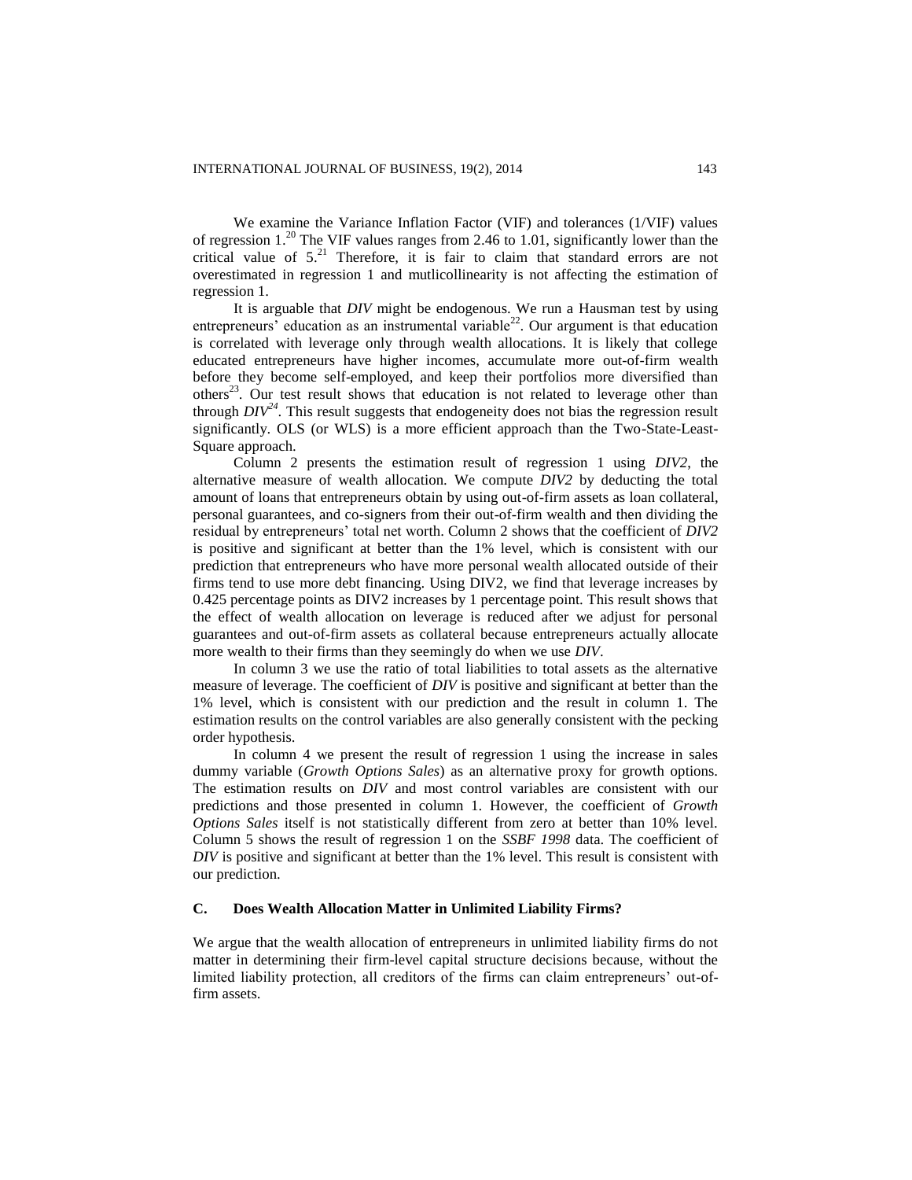We examine the Variance Inflation Factor (VIF) and tolerances (1/VIF) values of regression 1.[20] The VIF values ranges from 2.46 to 1.01, significantly lower than the critical value of 5.[21] Therefore, it is fair to claim that standard errors are not overestimated in regression 1 and mutlicollinearity is not affecting the estimation of regression 1.

It is arguable that *DIV* might be endogenous. We run a Hausman test by using entrepreneurs' education as an instrumental variable[22]. Our argument is that education is correlated with leverage only through wealth allocations. It is likely that college educated entrepreneurs have higher incomes, accumulate more out-of-firm wealth before they become self-employed, and keep their portfolios more diversified than others[23]. Our test result shows that education is not related to leverage other than through *DIV*[24]. This result suggests that endogeneity does not bias the regression result significantly. OLS (or WLS) is a more efficient approach than the Two-State-Least-Square approach.

Column 2 presents the estimation result of regression 1 using *DIV2*, the alternative measure of wealth allocation. We compute *DIV2* by deducting the total amount of loans that entrepreneurs obtain by using out-of-firm assets as loan collateral, personal guarantees, and co-signers from their out-of-firm wealth and then dividing the residual by entrepreneurs' total net worth. Column 2 shows that the coefficient of *DIV2* is positive and significant at better than the 1% level, which is consistent with our prediction that entrepreneurs who have more personal wealth allocated outside of their firms tend to use more debt financing. Using DIV2, we find that leverage increases by 0.425 percentage points as DIV2 increases by 1 percentage point. This result shows that the effect of wealth allocation on leverage is reduced after we adjust for personal guarantees and out-of-firm assets as collateral because entrepreneurs actually allocate more wealth to their firms than they seemingly do when we use *DIV*.

In column 3 we use the ratio of total liabilities to total assets as the alternative measure of leverage. The coefficient of *DIV* is positive and significant at better than the 1% level, which is consistent with our prediction and the result in column 1. The estimation results on the control variables are also generally consistent with the pecking order hypothesis.

In column 4 we present the result of regression 1 using the increase in sales dummy variable (*Growth Options Sales*) as an alternative proxy for growth options. The estimation results on *DIV* and most control variables are consistent with our predictions and those presented in column 1. However, the coefficient of *Growth Options Sales* itself is not statistically different from zero at better than 10% level. Column 5 shows the result of regression 1 on the *SSBF 1998* data. The coefficient of *DIV* is positive and significant at better than the 1% level. This result is consistent with our prediction.

## C. Does Wealth Allocation Matter in Unlimited Liability Firms?

We argue that the wealth allocation of entrepreneurs in unlimited liability firms do not matter in determining their firm-level capital structure decisions because, without the limited liability protection, all creditors of the firms can claim entrepreneurs' out-of-firm assets.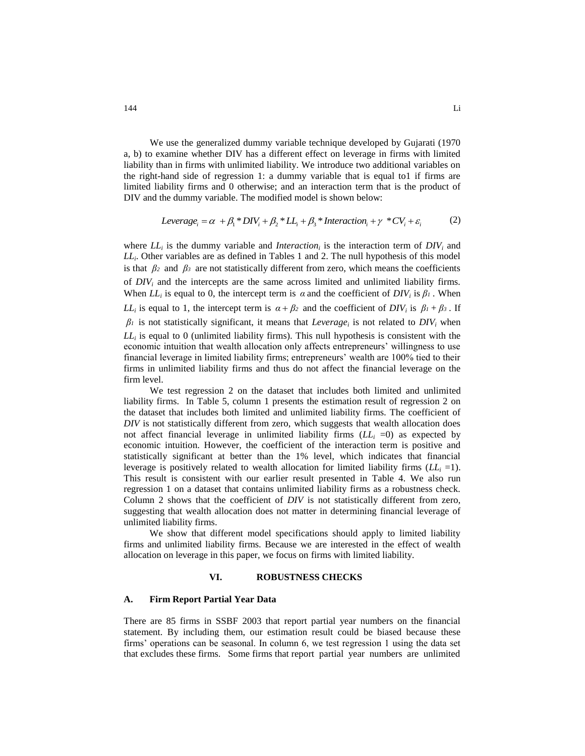We use the generalized dummy variable technique developed by Gujarati (1970 a, b) to examine whether DIV has a different effect on leverage in firms with limited liability than in firms with unlimited liability. We introduce two additional variables on the right-hand side of regression 1: a dummy variable that is equal to1 if firms are limited liability firms and 0 otherwise; and an interaction term that is the product of DIV and the dummy variable. The modified model is shown below:

$$Leverage_i = \alpha + \beta_1 * DIV_i + \beta_2 * LL_i + \beta_3 * Interaction_i + \gamma * CV_i + \varepsilon_i \tag{2}$$

where $LL_i$ is the dummy variable and $Interaction_i$ is the interaction term of $DIV_i$ and $LL_i$. Other variables are as defined in Tables 1 and 2. The null hypothesis of this model is that $\beta_2$ and $\beta_3$ are not statistically different from zero, which means the coefficients of $DIV_i$ and the intercepts are the same across limited and unlimited liability firms. When $LL_i$ is equal to 0, the intercept term is $\alpha$ and the coefficient of $DIV_i$ is $\beta_1$. When $LL_i$ is equal to 1, the intercept term is $\alpha + \beta_2$ and the coefficient of $DIV_i$ is $\beta_1 + \beta_3$. If $\beta_1$ is not statistically significant, it means that $Leverage_i$ is not related to $DIV_i$ when $LL_i$ is equal to 0 (unlimited liability firms). This null hypothesis is consistent with the economic intuition that wealth allocation only affects entrepreneurs' willingness to use financial leverage in limited liability firms; entrepreneurs' wealth are 100% tied to their firms in unlimited liability firms and thus do not affect the financial leverage on the firm level.

We test regression 2 on the dataset that includes both limited and unlimited liability firms. In Table 5, column 1 presents the estimation result of regression 2 on the dataset that includes both limited and unlimited liability firms. The coefficient of *DIV* is not statistically different from zero, which suggests that wealth allocation does not affect financial leverage in unlimited liability firms ($LL_i$ =0) as expected by economic intuition. However, the coefficient of the interaction term is positive and statistically significant at better than the 1% level, which indicates that financial leverage is positively related to wealth allocation for limited liability firms ($LL_i$ =1). This result is consistent with our earlier result presented in Table 4. We also run regression 1 on a dataset that contains unlimited liability firms as a robustness check. Column 2 shows that the coefficient of *DIV* is not statistically different from zero, suggesting that wealth allocation does not matter in determining financial leverage of unlimited liability firms.

We show that different model specifications should apply to limited liability firms and unlimited liability firms. Because we are interested in the effect of wealth allocation on leverage in this paper, we focus on firms with limited liability.

## VI. ROBUSTNESS CHECKS

### A. Firm Report Partial Year Data

There are 85 firms in SSBF 2003 that report partial year numbers on the financial statement. By including them, our estimation result could be biased because these firms' operations can be seasonal. In column 6, we test regression 1 using the data set that excludes these firms. Some firms that report partial year numbers are unlimited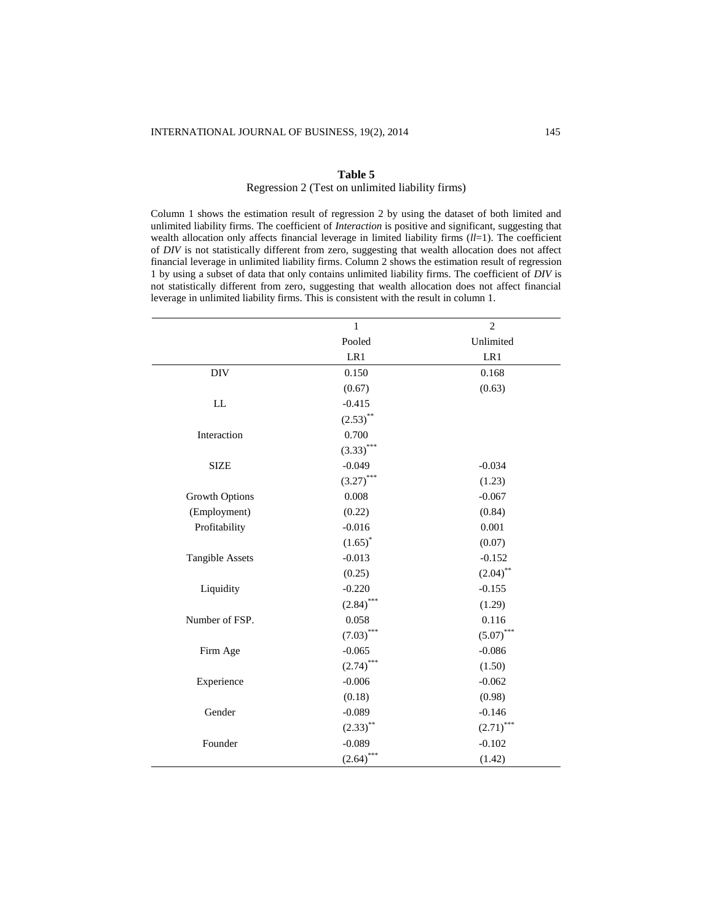**Table 5**

Regression 2 (Test on unlimited liability firms)

Column 1 shows the estimation result of regression 2 by using the dataset of both limited and unlimited liability firms. The coefficient of *Interaction* is positive and significant, suggesting that wealth allocation only affects financial leverage in limited liability firms (*ll*=1). The coefficient of *DIV* is not statistically different from zero, suggesting that wealth allocation does not affect financial leverage in unlimited liability firms. Column 2 shows the estimation result of regression 1 by using a subset of data that only contains unlimited liability firms. The coefficient of *DIV* is not statistically different from zero, suggesting that wealth allocation does not affect financial leverage in unlimited liability firms. This is consistent with the result in column 1.

| | 1 | 2 |
|---|---|---|
| | Pooled | Unlimited |
| | LR1 | LR1 |
| DIV | 0.150 | 0.168 |
| | (0.67) | (0.63) |
| LL | -0.415 | |
| | (2.53)** | |
| Interaction | 0.700 | |
| | (3.33)*** | |
| SIZE | -0.049 | -0.034 |
| | (3.27)*** | (1.23) |
| Growth Options | 0.008 | -0.067 |
| (Employment) | (0.22) | (0.84) |
| Profitability | -0.016 | 0.001 |
| | (1.65)* | (0.07) |
| Tangible Assets | -0.013 | -0.152 |
| | (0.25) | (2.04)** |
| Liquidity | -0.220 | -0.155 |
| | (2.84)*** | (1.29) |
| Number of FSP. | 0.058 | 0.116 |
| | (7.03)*** | (5.07)*** |
| Firm Age | -0.065 | -0.086 |
| | (2.74)*** | (1.50) |
| Experience | -0.006 | -0.062 |
| | (0.18) | (0.98) |
| Gender | -0.089 | -0.146 |
| | (2.33)** | (2.71)*** |
| Founder | -0.089 | -0.102 |
| | (2.64)*** | (1.42) |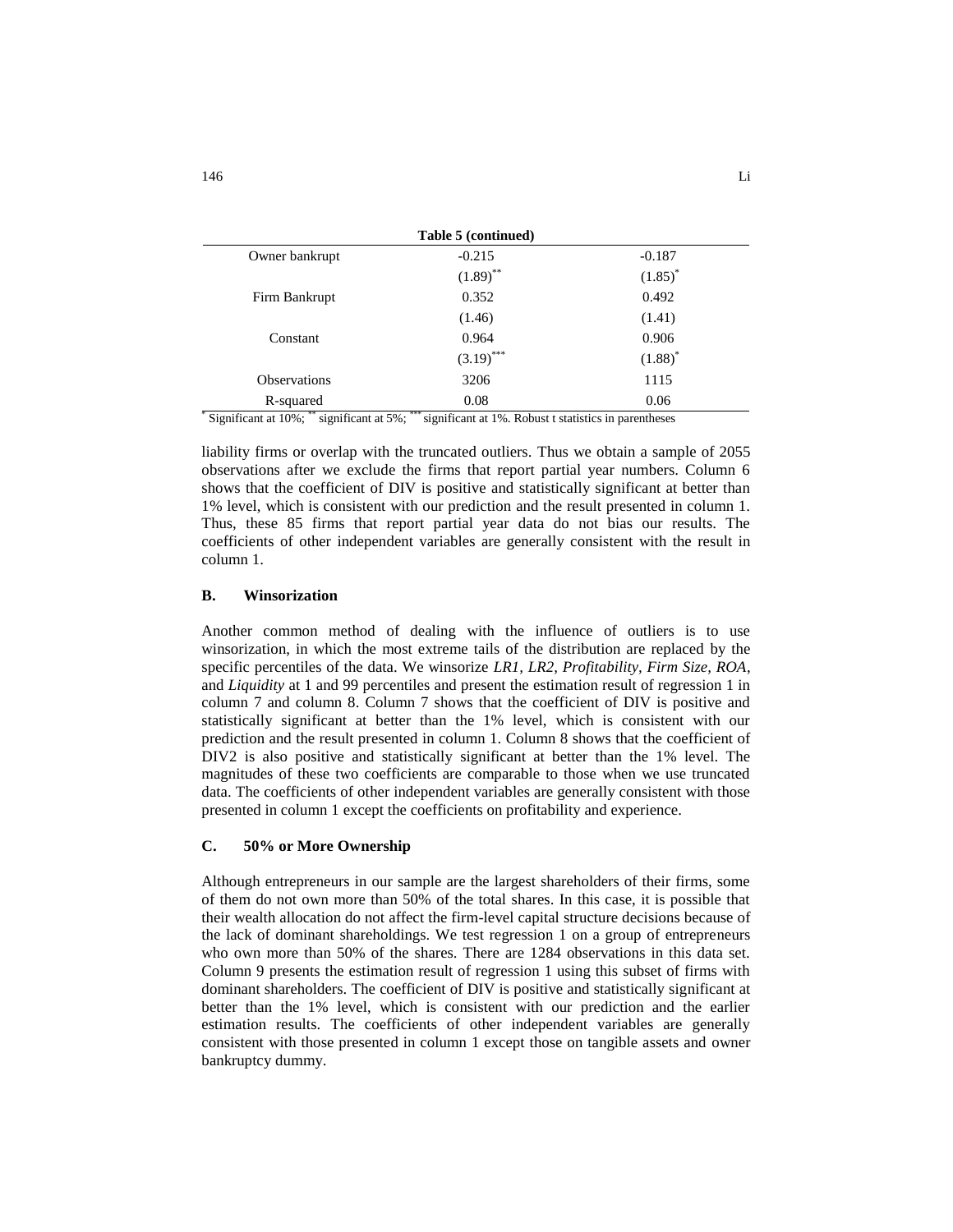**Table 5 (continued)**

| | | |
|---|---|---|
| Owner bankrupt | -0.215 | -0.187 |
| | (1.89)** | (1.85)* |
| Firm Bankrupt | 0.352 | 0.492 |
| | (1.46) | (1.41) |
| Constant | 0.964 | 0.906 |
| | (3.19)*** | (1.88)* |
| Observations | 3206 | 1115 |
| R-squared | 0.08 | 0.06 |

* Significant at 10%; ** significant at 5%; *** significant at 1%. Robust t statistics in parentheses

liability firms or overlap with the truncated outliers. Thus we obtain a sample of 2055 observations after we exclude the firms that report partial year numbers. Column 6 shows that the coefficient of DIV is positive and statistically significant at better than 1% level, which is consistent with our prediction and the result presented in column 1. Thus, these 85 firms that report partial year data do not bias our results. The coefficients of other independent variables are generally consistent with the result in column 1.

### B. Winsorization

Another common method of dealing with the influence of outliers is to use winsorization, in which the most extreme tails of the distribution are replaced by the specific percentiles of the data. We winsorize *LR1, LR2, Profitability, Firm Size, ROA*, and *Liquidity* at 1 and 99 percentiles and present the estimation result of regression 1 in column 7 and column 8. Column 7 shows that the coefficient of DIV is positive and statistically significant at better than the 1% level, which is consistent with our prediction and the result presented in column 1. Column 8 shows that the coefficient of DIV2 is also positive and statistically significant at better than the 1% level. The magnitudes of these two coefficients are comparable to those when we use truncated data. The coefficients of other independent variables are generally consistent with those presented in column 1 except the coefficients on profitability and experience.

### C. 50% or More Ownership

Although entrepreneurs in our sample are the largest shareholders of their firms, some of them do not own more than 50% of the total shares. In this case, it is possible that their wealth allocation do not affect the firm-level capital structure decisions because of the lack of dominant shareholdings. We test regression 1 on a group of entrepreneurs who own more than 50% of the shares. There are 1284 observations in this data set. Column 9 presents the estimation result of regression 1 using this subset of firms with dominant shareholders. The coefficient of DIV is positive and statistically significant at better than the 1% level, which is consistent with our prediction and the earlier estimation results. The coefficients of other independent variables are generally consistent with those presented in column 1 except those on tangible assets and owner bankruptcy dummy.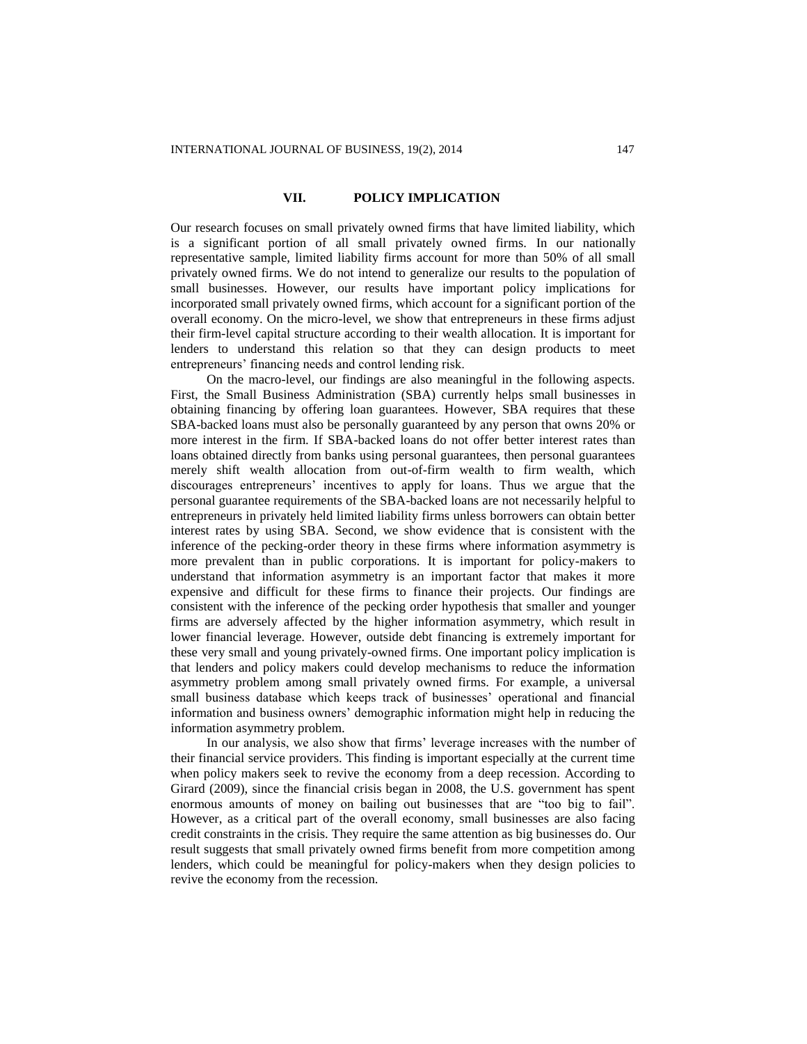## VII. POLICY IMPLICATION

Our research focuses on small privately owned firms that have limited liability, which is a significant portion of all small privately owned firms. In our nationally representative sample, limited liability firms account for more than 50% of all small privately owned firms. We do not intend to generalize our results to the population of small businesses. However, our results have important policy implications for incorporated small privately owned firms, which account for a significant portion of the overall economy. On the micro-level, we show that entrepreneurs in these firms adjust their firm-level capital structure according to their wealth allocation. It is important for lenders to understand this relation so that they can design products to meet entrepreneurs' financing needs and control lending risk.

On the macro-level, our findings are also meaningful in the following aspects. First, the Small Business Administration (SBA) currently helps small businesses in obtaining financing by offering loan guarantees. However, SBA requires that these SBA-backed loans must also be personally guaranteed by any person that owns 20% or more interest in the firm. If SBA-backed loans do not offer better interest rates than loans obtained directly from banks using personal guarantees, then personal guarantees merely shift wealth allocation from out-of-firm wealth to firm wealth, which discourages entrepreneurs' incentives to apply for loans. Thus we argue that the personal guarantee requirements of the SBA-backed loans are not necessarily helpful to entrepreneurs in privately held limited liability firms unless borrowers can obtain better interest rates by using SBA. Second, we show evidence that is consistent with the inference of the pecking-order theory in these firms where information asymmetry is more prevalent than in public corporations. It is important for policy-makers to understand that information asymmetry is an important factor that makes it more expensive and difficult for these firms to finance their projects. Our findings are consistent with the inference of the pecking order hypothesis that smaller and younger firms are adversely affected by the higher information asymmetry, which result in lower financial leverage. However, outside debt financing is extremely important for these very small and young privately-owned firms. One important policy implication is that lenders and policy makers could develop mechanisms to reduce the information asymmetry problem among small privately owned firms. For example, a universal small business database which keeps track of businesses' operational and financial information and business owners' demographic information might help in reducing the information asymmetry problem.

In our analysis, we also show that firms' leverage increases with the number of their financial service providers. This finding is important especially at the current time when policy makers seek to revive the economy from a deep recession. According to Girard (2009), since the financial crisis began in 2008, the U.S. government has spent enormous amounts of money on bailing out businesses that are "too big to fail". However, as a critical part of the overall economy, small businesses are also facing credit constraints in the crisis. They require the same attention as big businesses do. Our result suggests that small privately owned firms benefit from more competition among lenders, which could be meaningful for policy-makers when they design policies to revive the economy from the recession.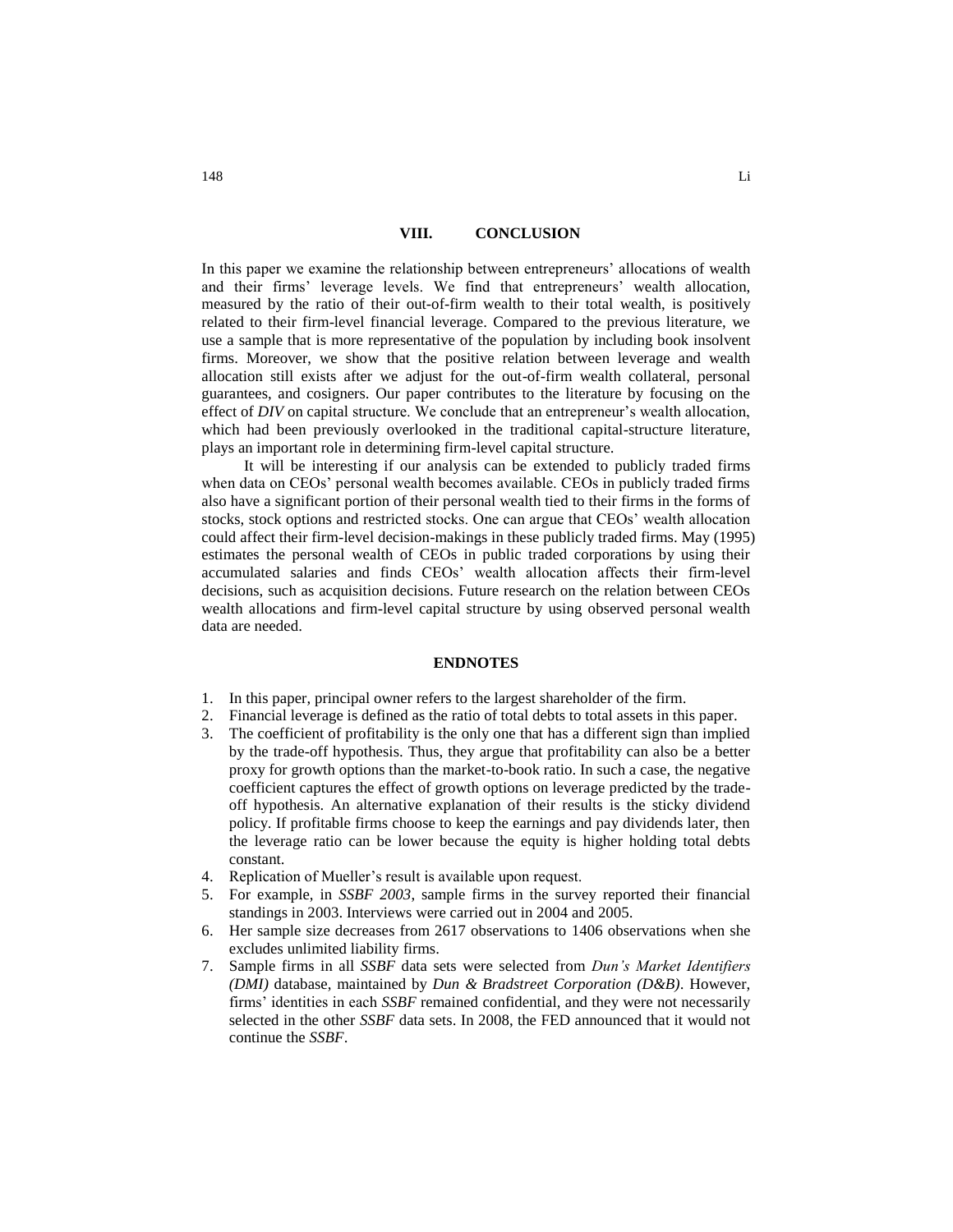## VIII. CONCLUSION

In this paper we examine the relationship between entrepreneurs' allocations of wealth and their firms' leverage levels. We find that entrepreneurs' wealth allocation, measured by the ratio of their out-of-firm wealth to their total wealth, is positively related to their firm-level financial leverage. Compared to the previous literature, we use a sample that is more representative of the population by including book insolvent firms. Moreover, we show that the positive relation between leverage and wealth allocation still exists after we adjust for the out-of-firm wealth collateral, personal guarantees, and cosigners. Our paper contributes to the literature by focusing on the effect of *DIV* on capital structure. We conclude that an entrepreneur's wealth allocation, which had been previously overlooked in the traditional capital-structure literature, plays an important role in determining firm-level capital structure.

It will be interesting if our analysis can be extended to publicly traded firms when data on CEOs' personal wealth becomes available. CEOs in publicly traded firms also have a significant portion of their personal wealth tied to their firms in the forms of stocks, stock options and restricted stocks. One can argue that CEOs' wealth allocation could affect their firm-level decision-makings in these publicly traded firms. May (1995) estimates the personal wealth of CEOs in public traded corporations by using their accumulated salaries and finds CEOs' wealth allocation affects their firm-level decisions, such as acquisition decisions. Future research on the relation between CEOs wealth allocations and firm-level capital structure by using observed personal wealth data are needed.

## ENDNOTES

1. In this paper, principal owner refers to the largest shareholder of the firm.
2. Financial leverage is defined as the ratio of total debts to total assets in this paper.
3. The coefficient of profitability is the only one that has a different sign than implied by the trade-off hypothesis. Thus, they argue that profitability can also be a better proxy for growth options than the market-to-book ratio. In such a case, the negative coefficient captures the effect of growth options on leverage predicted by the trade-off hypothesis. An alternative explanation of their results is the sticky dividend policy. If profitable firms choose to keep the earnings and pay dividends later, then the leverage ratio can be lower because the equity is higher holding total debts constant.
4. Replication of Mueller's result is available upon request.
5. For example, in *SSBF 2003*, sample firms in the survey reported their financial standings in 2003. Interviews were carried out in 2004 and 2005.
6. Her sample size decreases from 2617 observations to 1406 observations when she excludes unlimited liability firms.
7. Sample firms in all *SSBF* data sets were selected from *Dun's Market Identifiers (DMI)* database, maintained by *Dun & Bradstreet Corporation (D&B)*. However, firms' identities in each *SSBF* remained confidential, and they were not necessarily selected in the other *SSBF* data sets. In 2008, the FED announced that it would not continue the *SSBF*.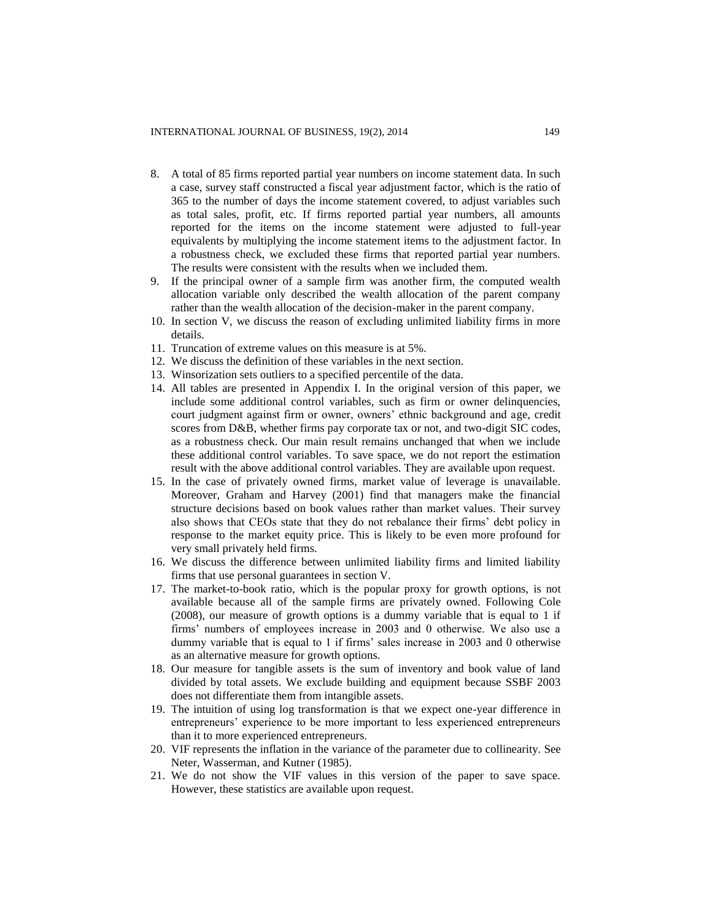8. A total of 85 firms reported partial year numbers on income statement data. In such a case, survey staff constructed a fiscal year adjustment factor, which is the ratio of 365 to the number of days the income statement covered, to adjust variables such as total sales, profit, etc. If firms reported partial year numbers, all amounts reported for the items on the income statement were adjusted to full-year equivalents by multiplying the income statement items to the adjustment factor. In a robustness check, we excluded these firms that reported partial year numbers. The results were consistent with the results when we included them.
9. If the principal owner of a sample firm was another firm, the computed wealth allocation variable only described the wealth allocation of the parent company rather than the wealth allocation of the decision-maker in the parent company.
10. In section V, we discuss the reason of excluding unlimited liability firms in more details.
11. Truncation of extreme values on this measure is at 5%.
12. We discuss the definition of these variables in the next section.
13. Winsorization sets outliers to a specified percentile of the data.
14. All tables are presented in Appendix I. In the original version of this paper, we include some additional control variables, such as firm or owner delinquencies, court judgment against firm or owner, owners' ethnic background and age, credit scores from D&B, whether firms pay corporate tax or not, and two-digit SIC codes, as a robustness check. Our main result remains unchanged that when we include these additional control variables. To save space, we do not report the estimation result with the above additional control variables. They are available upon request.
15. In the case of privately owned firms, market value of leverage is unavailable. Moreover, Graham and Harvey (2001) find that managers make the financial structure decisions based on book values rather than market values. Their survey also shows that CEOs state that they do not rebalance their firms' debt policy in response to the market equity price. This is likely to be even more profound for very small privately held firms.
16. We discuss the difference between unlimited liability firms and limited liability firms that use personal guarantees in section V.
17. The market-to-book ratio, which is the popular proxy for growth options, is not available because all of the sample firms are privately owned. Following Cole (2008), our measure of growth options is a dummy variable that is equal to 1 if firms' numbers of employees increase in 2003 and 0 otherwise. We also use a dummy variable that is equal to 1 if firms' sales increase in 2003 and 0 otherwise as an alternative measure for growth options.
18. Our measure for tangible assets is the sum of inventory and book value of land divided by total assets. We exclude building and equipment because SSBF 2003 does not differentiate them from intangible assets.
19. The intuition of using log transformation is that we expect one-year difference in entrepreneurs' experience to be more important to less experienced entrepreneurs than it to more experienced entrepreneurs.
20. VIF represents the inflation in the variance of the parameter due to collinearity. See Neter, Wasserman, and Kutner (1985).
21. We do not show the VIF values in this version of the paper to save space. However, these statistics are available upon request.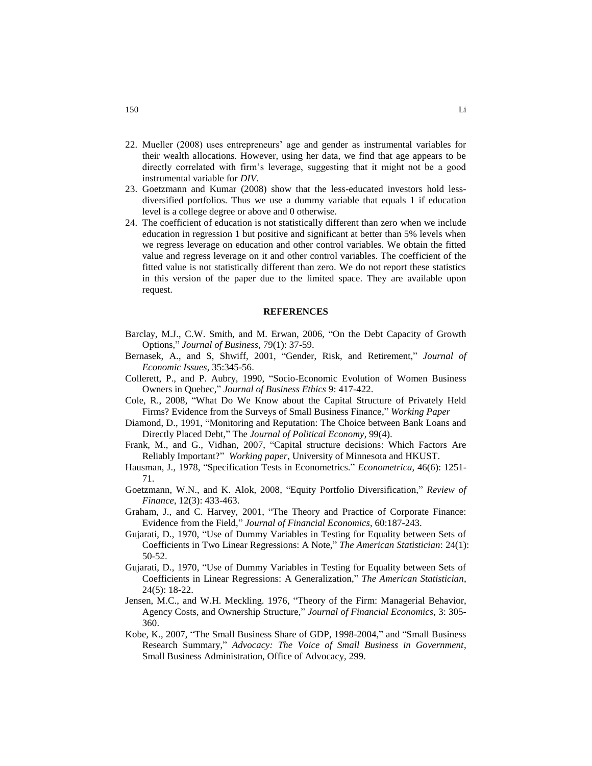22. Mueller (2008) uses entrepreneurs' age and gender as instrumental variables for their wealth allocations. However, using her data, we find that age appears to be directly correlated with firm's leverage, suggesting that it might not be a good instrumental variable for *DIV*.
23. Goetzmann and Kumar (2008) show that the less-educated investors hold less-diversified portfolios. Thus we use a dummy variable that equals 1 if education level is a college degree or above and 0 otherwise.
24. The coefficient of education is not statistically different than zero when we include education in regression 1 but positive and significant at better than 5% levels when we regress leverage on education and other control variables. We obtain the fitted value and regress leverage on it and other control variables. The coefficient of the fitted value is not statistically different than zero. We do not report these statistics in this version of the paper due to the limited space. They are available upon request.

## REFERENCES

Barclay, M.J., C.W. Smith, and M. Erwan, 2006, "On the Debt Capacity of Growth Options," *Journal of Business*, 79(1): 37-59.

Bernasek, A., and S, Shwiff, 2001, "Gender, Risk, and Retirement," *Journal of Economic Issues*, 35:345-56.

Collerett, P., and P. Aubry, 1990, "Socio-Economic Evolution of Women Business Owners in Quebec," *Journal of Business Ethics* 9: 417-422.

Cole, R., 2008, "What Do We Know about the Capital Structure of Privately Held Firms? Evidence from the Surveys of Small Business Finance," *Working Paper*

Diamond, D., 1991, "Monitoring and Reputation: The Choice between Bank Loans and Directly Placed Debt," The *Journal of Political Economy*, 99(4).

Frank, M., and G., Vidhan, 2007, "Capital structure decisions: Which Factors Are Reliably Important?" *Working paper*, University of Minnesota and HKUST.

Hausman, J., 1978, "Specification Tests in Econometrics." *Econometrica*, 46(6): 1251-71.

Goetzmann, W.N., and K. Alok, 2008, "Equity Portfolio Diversification," *Review of Finance*, 12(3): 433-463.

Graham, J., and C. Harvey, 2001, "The Theory and Practice of Corporate Finance: Evidence from the Field," *Journal of Financial Economics*, 60:187-243.

Gujarati, D., 1970, "Use of Dummy Variables in Testing for Equality between Sets of Coefficients in Two Linear Regressions: A Note," *The American Statistician*: 24(1): 50-52.

Gujarati, D., 1970, "Use of Dummy Variables in Testing for Equality between Sets of Coefficients in Linear Regressions: A Generalization," *The American Statistician*, 24(5): 18-22.

Jensen, M.C., and W.H. Meckling. 1976, "Theory of the Firm: Managerial Behavior, Agency Costs, and Ownership Structure," *Journal of Financial Economics*, 3: 305-360.

Kobe, K., 2007, "The Small Business Share of GDP, 1998-2004," and "Small Business Research Summary," *Advocacy: The Voice of Small Business in Government*, Small Business Administration, Office of Advocacy, 299.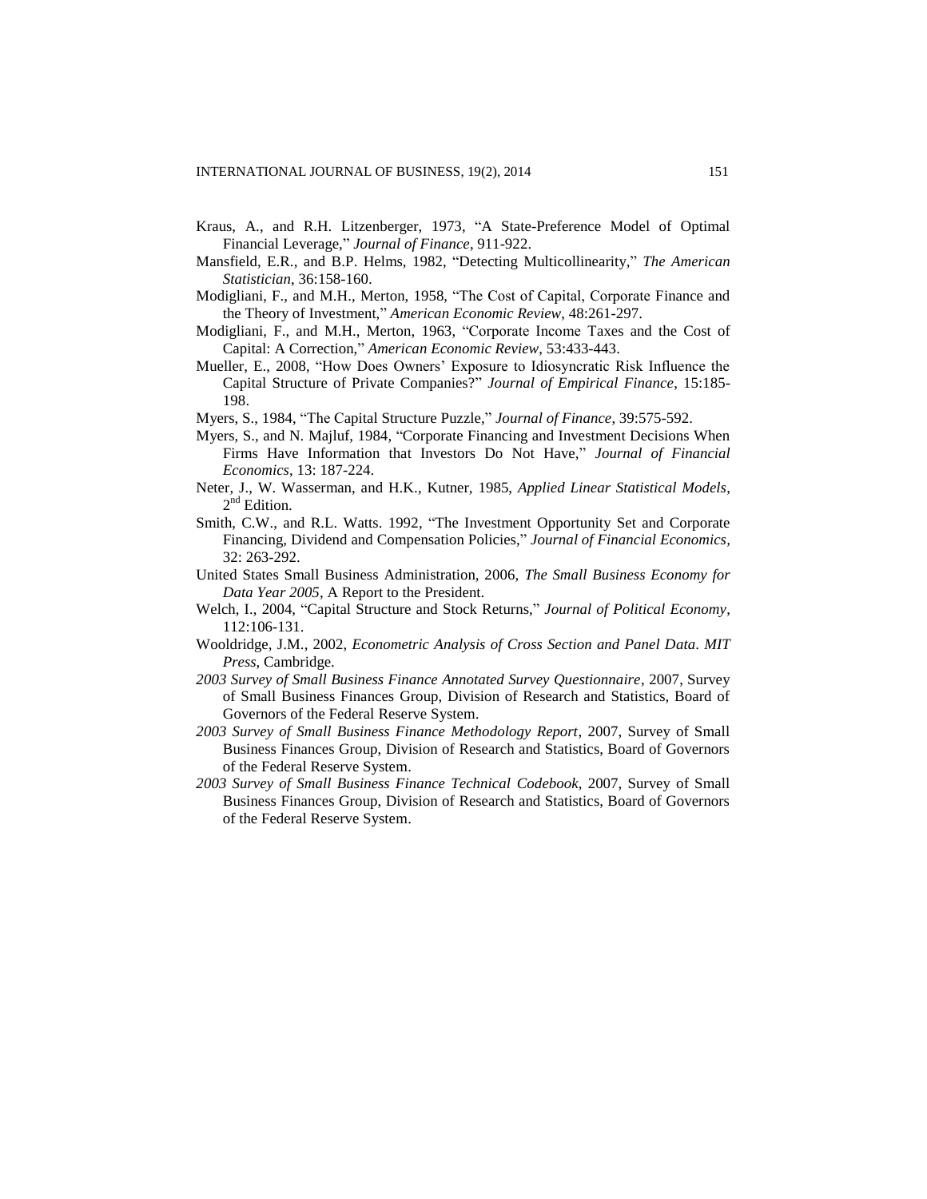Kraus, A., and R.H. Litzenberger, 1973, "A State-Preference Model of Optimal Financial Leverage," *Journal of Finance*, 911-922.

Mansfield, E.R., and B.P. Helms, 1982, "Detecting Multicollinearity," *The American Statistician*, 36:158-160.

Modigliani, F., and M.H., Merton, 1958, "The Cost of Capital, Corporate Finance and the Theory of Investment," *American Economic Review*, 48:261-297.

Modigliani, F., and M.H., Merton, 1963, "Corporate Income Taxes and the Cost of Capital: A Correction," *American Economic Review*, 53:433-443.

Mueller, E., 2008, "How Does Owners' Exposure to Idiosyncratic Risk Influence the Capital Structure of Private Companies?" *Journal of Empirical Finance*, 15:185-198.

Myers, S., 1984, "The Capital Structure Puzzle," *Journal of Finance*, 39:575-592.

Myers, S., and N. Majluf, 1984, "Corporate Financing and Investment Decisions When Firms Have Information that Investors Do Not Have," *Journal of Financial Economics*, 13: 187-224.

Neter, J., W. Wasserman, and H.K., Kutner, 1985, *Applied Linear Statistical Models*, 2nd Edition.

Smith, C.W., and R.L. Watts. 1992, "The Investment Opportunity Set and Corporate Financing, Dividend and Compensation Policies," *Journal of Financial Economics*, 32: 263-292.

United States Small Business Administration, 2006, *The Small Business Economy for Data Year 2005*, A Report to the President.

Welch, I., 2004, "Capital Structure and Stock Returns," *Journal of Political Economy*, 112:106-131.

Wooldridge, J.M., 2002, *Econometric Analysis of Cross Section and Panel Data*. *MIT Press*, Cambridge.

*2003 Survey of Small Business Finance Annotated Survey Questionnaire*, 2007, Survey of Small Business Finances Group, Division of Research and Statistics, Board of Governors of the Federal Reserve System.

*2003 Survey of Small Business Finance Methodology Report*, 2007, Survey of Small Business Finances Group, Division of Research and Statistics, Board of Governors of the Federal Reserve System.

*2003 Survey of Small Business Finance Technical Codebook*, 2007, Survey of Small Business Finances Group, Division of Research and Statistics, Board of Governors of the Federal Reserve System.